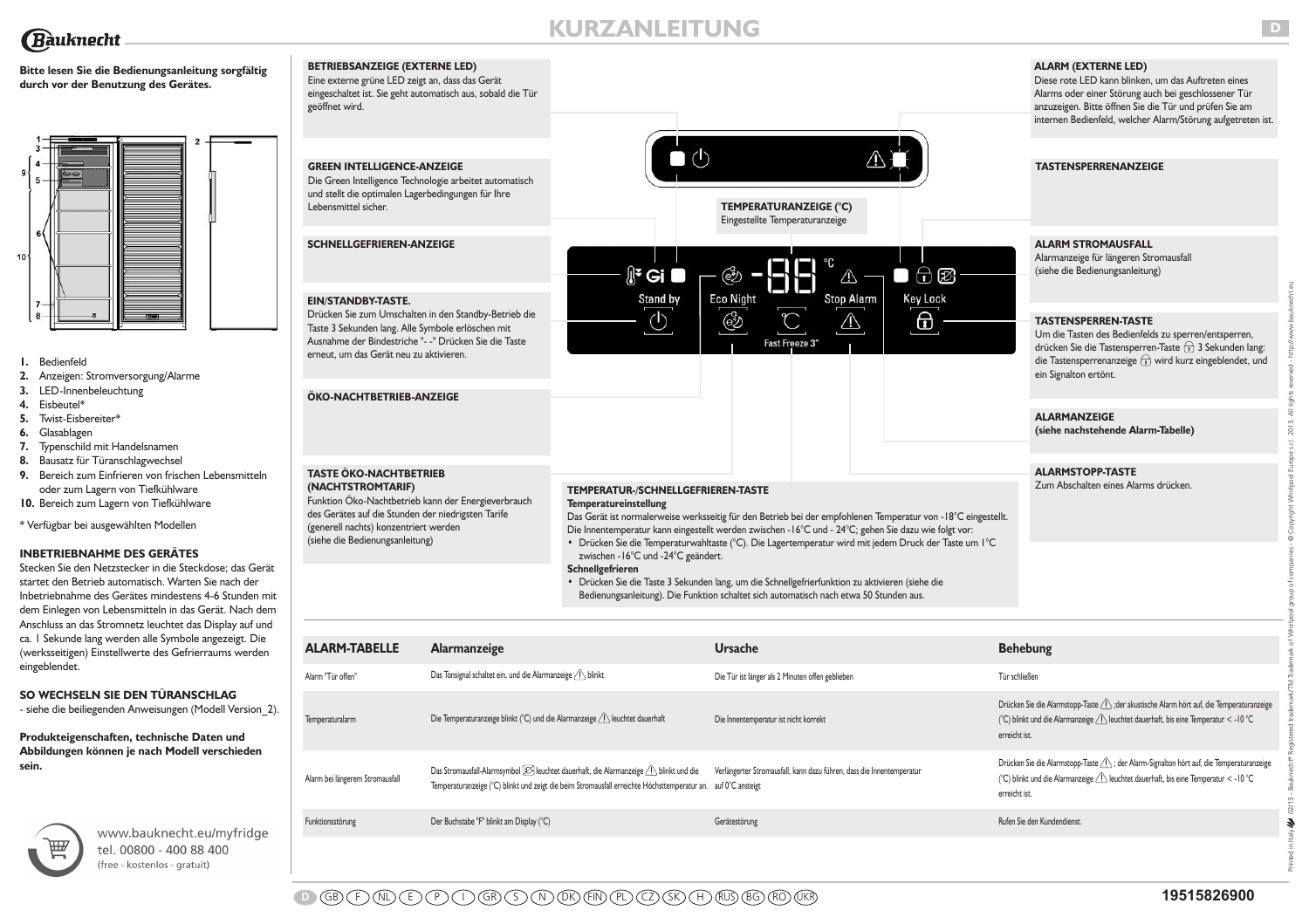# KURZANLEITUNG

**Bitte lesen Sie die Bedienungsanleitung sorgfältig durch vor der Benutzung des Gerätes.**

1. Bedienfeld
2. Anzeigen: Stromversorgung/Alarme
3. LED-Innenbeleuchtung
4. Eisbeutel*
5. Twist-Eisbereiter*
6. Glasablagen
7. Typenschild mit Handelsnamen
8. Bausatz für Türanschlagwechsel
9. Bereich zum Einfrieren von frischen Lebensmitteln oder zum Lagern von Tiefkühlware
10. Bereich zum Lagern von Tiefkühlware

* Verfügbar bei ausgewählten Modellen

**INBETRIEBNAHME DES GERÄTES**

Stecken Sie den Netzstecker in die Steckdose; das Gerät startet den Betrieb automatisch. Warten Sie nach der Inbetriebnahme des Gerätes mindestens 4-6 Stunden mit dem Einlegen von Lebensmitteln in das Gerät. Nach dem Anschluss an das Stromnetz leuchtet das Display auf und ca. 1 Sekunde lang werden alle Symbole angezeigt. Die (werksseitigen) Einstellwerte des Gefrierraums werden eingeblendet.

**SO WECHSELN SIE DEN TÜRANSCHLAG**

- siehe die beiliegenden Anweisungen (Modell Version_2).

**Produkteigenschaften, technische Daten und Abbildungen können je nach Modell verschieden sein.**

www.bauknecht.eu/myfridge
tel. 00800 - 400 88 400
(free - kostenlos - gratuit)

**BETRIEBSANZEIGE (EXTERNE LED)**
Eine externe grüne LED zeigt an, dass das Gerät eingeschaltet ist. Sie geht automatisch aus, sobald die Tür geöffnet wird.

**GREEN INTELLIGENCE-ANZEIGE**
Die Green Intelligence Technologie arbeitet automatisch und stellt die optimalen Lagerbedingungen für Ihre Lebensmittel sicher.

**SCHNELLGEFRIEREN-ANZEIGE**

**EIN/STANDBY-TASTE.**
Drücken Sie zum Umschalten in den Standby-Betrieb die Taste 3 Sekunden lang. Alle Symbole erlöschen mit Ausnahme der Bindestriche "- -" Drücken Sie die Taste erneut, um das Gerät neu zu aktivieren.

**ÖKO-NACHTBETRIEB-ANZEIGE**

**TASTE ÖKO-NACHTBETRIEB (NACHTSTROMTARIF)**
Funktion Öko-Nachtbetrieb kann der Energieverbrauch des Gerätes auf die Stunden der niedrigsten Tarife (generell nachts) konzentriert werden
(siehe die Bedienungsanleitung)

**TEMPERATURANZEIGE (°C)**
Eingestellte Temperaturanzeige

Stand by | Eco Night | Stop Alarm | Key Lock | Fast Freeze 3"

**TEMPERATUR-/SCHNELLGEFRIEREN-TASTE**

**Temperatureinstellung**

Das Gerät ist normalerweise werksseitig für den Betrieb bei der empfohlenen Temperatur von -18°C eingestellt. Die Innentemperatur kann eingestellt werden zwischen -16°C und - 24°C; gehen Sie dazu wie folgt vor:

- Drücken Sie die Temperaturwahltaste (°C). Die Lagertemperatur wird mit jedem Druck der Taste um 1°C zwischen -16°C und -24°C geändert.

**Schnellgefrieren**

- Drücken Sie die Taste 3 Sekunden lang, um die Schnellgefrierfunktion zu aktivieren (siehe die Bedienungsanleitung). Die Funktion schaltet sich automatisch nach etwa 50 Stunden aus.

**ALARM (EXTERNE LED)**
Diese rote LED kann blinken, um das Auftreten eines Alarms oder einer Störung auch bei geschlossener Tür anzuzeigen. Bitte öffnen Sie die Tür und prüfen Sie am internen Bedienfeld, welcher Alarm/Störung aufgetreten ist.

**TASTENSPERRENANZEIGE**

**ALARM STROMAUSFALL**
Alarmanzeige für längeren Stromausfall
(siehe die Bedienungsanleitung)

**TASTENSPERREN-TASTE**
Um die Tasten des Bedienfelds zu sperren/entsperren, drücken Sie die Tastensperren-Taste 3 Sekunden lang: die Tastensperrenanzeige wird kurz eingeblendet, und ein Signalton ertönt.

**ALARMANZEIGE**
**(siehe nachstehende Alarm-Tabelle)**

**ALARMSTOPP-TASTE**
Zum Abschalten eines Alarms drücken.

| ALARM-TABELLE | Alarmanzeige | Ursache | Behebung |
|---|---|---|---|
| Alarm "Tür offen" | Das Tonsignal schaltet ein, und die Alarmanzeige ⚠ blinkt | Die Tür ist länger als 2 Minuten offen geblieben | Tür schließen |
| Temperaturalarm | Die Temperaturanzeige blinkt (°C) und die Alarmanzeige ⚠ leuchtet dauerhaft | Die Innentemperatur ist nicht korrekt | Drücken Sie die Alarmstopp-Taste ⚠ ;der akustische Alarm hört auf, die Temperaturanzeige (°C) blinkt und die Alarmanzeige ⚠ leuchtet dauerhaft, bis eine Temperatur < -10 °C erreicht ist. |
| Alarm bei längerem Stromausfall | Das Stromausfall-Alarmsymbol leuchtet dauerhaft, die Alarmanzeige ⚠ blinkt und die Temperaturanzeige (°C) blinkt und zeigt die beim Stromausfall erreichte Höchsttemperatur an. | Verlängerter Stromausfall, kann dazu führen, dass die Innentemperatur auf 0°C ansteigt | Drücken Sie die Alarmstopp-Taste ⚠ ; der Alarm-Signalton hört auf, die Temperaturanzeige (°C) blinkt und die Alarmanzeige ⚠ leuchtet dauerhaft, bis eine Temperatur < -10 °C erreicht ist. |
| Funktionsstörung | Der Buchstabe "F" blinkt am Display (°C) | Gerätestörung | Rufen Sie den Kundendienst. |

19515826900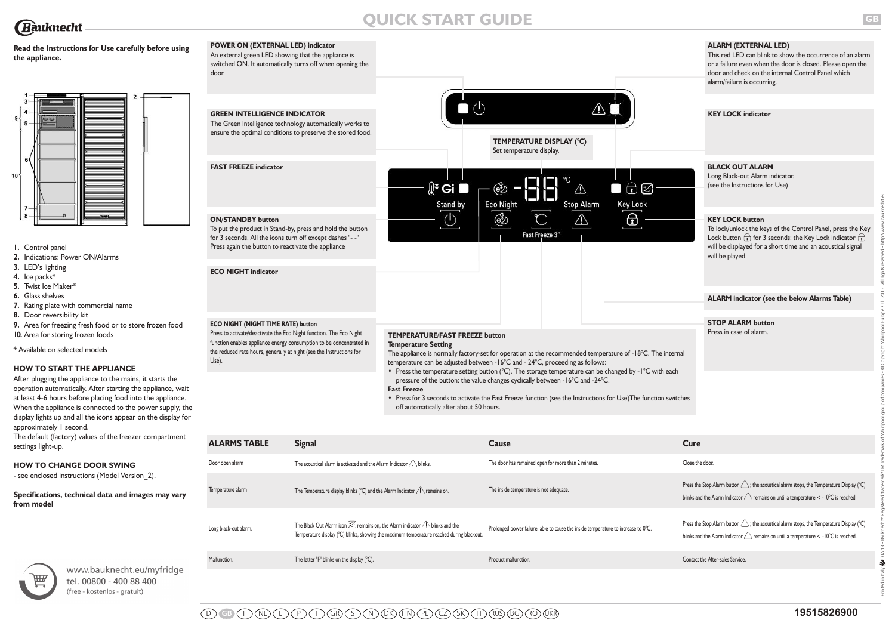# QUICK START GUIDE

**Read the Instructions for Use carefully before using the appliance.**

1. Control panel
2. Indications: Power ON/Alarms
3. LED's lighting
4. Ice packs*
5. Twist Ice Maker*
6. Glass shelves
7. Rating plate with commercial name
8. Door reversibility kit
9. Area for freezing fresh food or to store frozen food
10. Area for storing frozen foods

\* Available on selected models

## HOW TO START THE APPLIANCE

After plugging the appliance to the mains, it starts the operation automatically. After starting the appliance, wait at least 4-6 hours before placing food into the appliance. When the appliance is connected to the power supply, the display lights up and all the icons appear on the display for approximately 1 second.
The default (factory) values of the freezer compartment settings light-up.

## HOW TO CHANGE DOOR SWING

- see enclosed instructions (Model Version_2).

**Specifications, technical data and images may vary from model**

www.bauknecht.eu/myfridge
tel. 00800 - 400 88 400
(free - kostenlos - gratuit)

**POWER ON (EXTERNAL LED) indicator**
An external green LED showing that the appliance is switched ON. It automatically turns off when opening the door.

**GREEN INTELLIGENCE INDICATOR**
The Green Intelligence technology automatically works to ensure the optimal conditions to preserve the stored food.

**FAST FREEZE indicator**

**ON/STANDBY button**
To put the product in Stand-by, press and hold the button for 3 seconds. All the icons turn off except dashes "- -" Press again the button to reactivate the appliance

**ECO NIGHT indicator**

**ECO NIGHT (NIGHT TIME RATE) button**
Press to activate/deactivate the Eco Night function. The Eco Night function enables appliance energy consumption to be concentrated in the reduced rate hours, generally at night (see the Instructions for Use).

**TEMPERATURE DISPLAY (°C)**
Set temperature display.

**TEMPERATURE/FAST FREEZE button**
**Temperature Setting**
The appliance is normally factory-set for operation at the recommended temperature of -18°C. The internal temperature can be adjusted between -16°C and - 24°C, proceeding as follows:
- Press the temperature setting button (°C). The storage temperature can be changed by -1°C with each pressure of the button: the value changes cyclically between -16°C and -24°C.

**Fast Freeze**
- Press for 3 seconds to activate the Fast Freeze function (see the Instructions for Use)The function switches off automatically after about 50 hours.

**ALARM (EXTERNAL LED)**
This red LED can blink to show the occurrence of an alarm or a failure even when the door is closed. Please open the door and check on the internal Control Panel which alarm/failure is occurring.

**KEY LOCK indicator**

**BLACK OUT ALARM**
Long Black-out Alarm indicator.
(see the Instructions for Use)

**KEY LOCK button**
To lock/unlock the keys of the Control Panel, press the Key Lock button for 3 seconds: the Key Lock indicator will be displayed for a short time and an acoustical signal will be played.

**ALARM indicator (see the below Alarms Table)**

**STOP ALARM button**
Press in case of alarm.

Stand by | Eco Night | Fast Freeze 3" | Stop Alarm | Key Lock

| ALARMS TABLE | Signal | Cause | Cure |
|---|---|---|---|
| Door open alarm | The acoustical alarm is activated and the Alarm Indicator blinks. | The door has remained open for more than 2 minutes. | Close the door. |
| Temperature alarm | The Temperature display blinks (°C) and the Alarm Indicator remains on. | The inside temperature is not adequate. | Press the Stop Alarm button ; the acoustical alarm stops, the Temperature Display (°C) blinks and the Alarm Indicator remains on until a temperature < -10°C is reached. |
| Long black-out alarm. | The Black Out Alarm icon remains on, the Alarm indicator blinks and the Temperature display (°C) blinks, showing the maximum temperature reached during blackout. | Prolonged power failure, able to cause the inside temperature to increase to 0°C. | Press the Stop Alarm button ; the acoustical alarm stops, the Temperature Display (°C) blinks and the Alarm Indicator remains on until a temperature < -10°C is reached. |
| Malfunction. | The letter "F" blinks on the display (°C). | Product malfunction. | Contact the After-sales Service. |

D GB F NL E P I GR S N DK FIN PL CZ SK H RUS BG RO UKR

19515826900

Printed in Italy 02/13 - Bauknecht® Registered trademark/TM Trademark of Whirlpool group of companies - © Copyright Whirlpool Europe s.r.l. 2013. All rights reserved - http://www.bauknecht.eu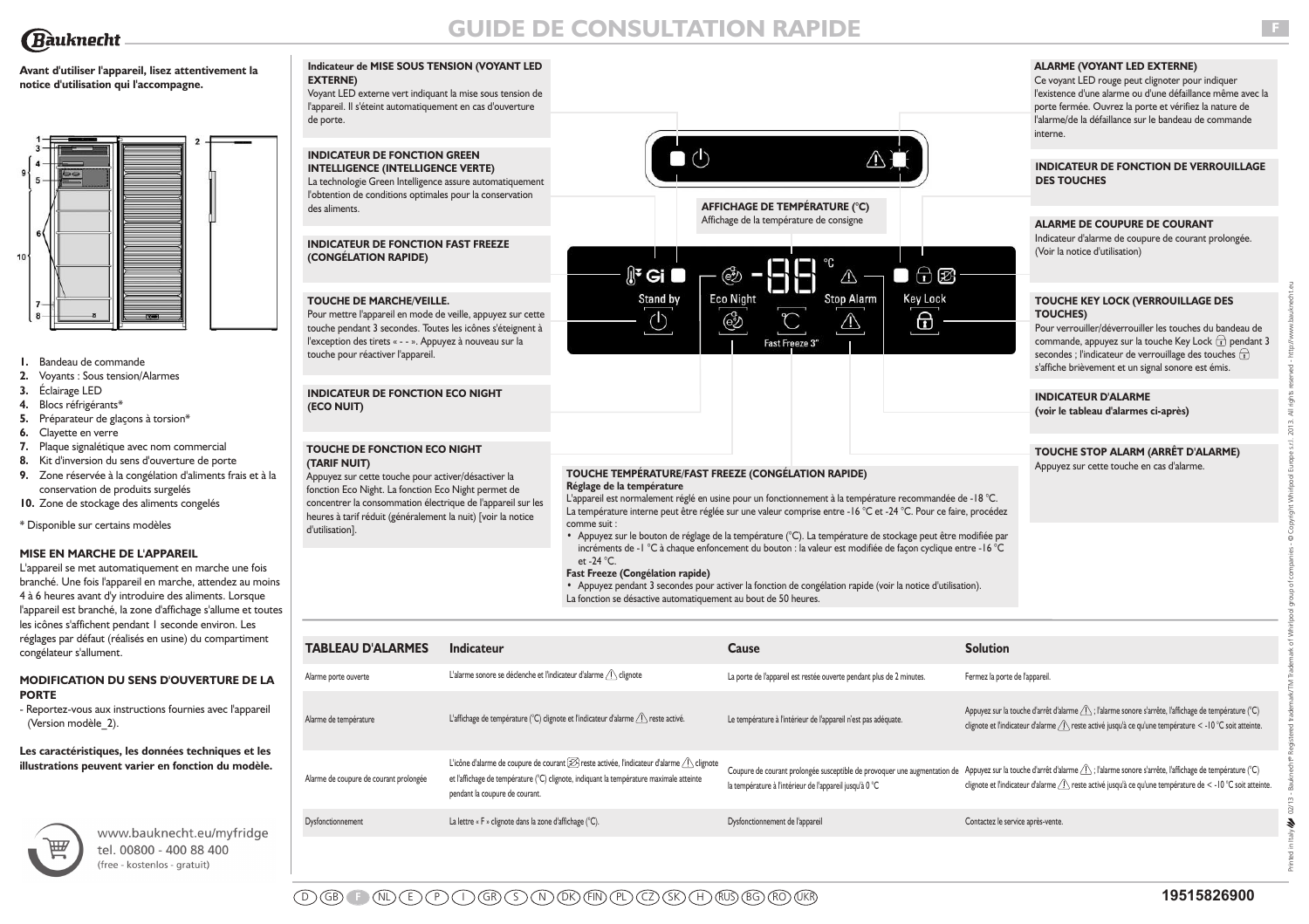# GUIDE DE CONSULTATION RAPIDE

**Avant d'utiliser l'appareil, lisez attentivement la notice d'utilisation qui l'accompagne.**

1. Bandeau de commande
2. Voyants : Sous tension/Alarmes
3. Éclairage LED
4. Blocs réfrigérants*
5. Préparateur de glaçons à torsion*
6. Clayette en verre
7. Plaque signalétique avec nom commercial
8. Kit d'inversion du sens d'ouverture de porte
9. Zone réservée à la congélation d'aliments frais et à la conservation de produits surgelés
10. Zone de stockage des aliments congelés

\* Disponible sur certains modèles

### MISE EN MARCHE DE L'APPAREIL

L'appareil se met automatiquement en marche une fois branché. Une fois l'appareil en marche, attendez au moins 4 à 6 heures avant d'y introduire des aliments. Lorsque l'appareil est branché, la zone d'affichage s'allume et toutes les icônes s'affichent pendant 1 seconde environ. Les réglages par défaut (réalisés en usine) du compartiment congélateur s'allument.

### MODIFICATION DU SENS D'OUVERTURE DE LA PORTE

- Reportez-vous aux instructions fournies avec l'appareil (Version modèle_2).

**Les caractéristiques, les données techniques et les illustrations peuvent varier en fonction du modèle.**

www.bauknecht.eu/myfridge
tel. 00800 - 400 88 400
(free - kostenlos - gratuit)

**Indicateur de MISE SOUS TENSION (VOYANT LED EXTERNE)**
Voyant LED externe vert indiquant la mise sous tension de l'appareil. Il s'éteint automatiquement en cas d'ouverture de porte.

**INDICATEUR DE FONCTION GREEN INTELLIGENCE (INTELLIGENCE VERTE)**
La technologie Green Intelligence assure automatiquement l'obtention de conditions optimales pour la conservation des aliments.

**INDICATEUR DE FONCTION FAST FREEZE (CONGÉLATION RAPIDE)**

**TOUCHE DE MARCHE/VEILLE.**
Pour mettre l'appareil en mode de veille, appuyez sur cette touche pendant 3 secondes. Toutes les icônes s'éteignent à l'exception des tirets « - - ». Appuyez à nouveau sur la touche pour réactiver l'appareil.

**INDICATEUR DE FONCTION ECO NIGHT (ECO NUIT)**

**TOUCHE DE FONCTION ECO NIGHT (TARIF NUIT)**
Appuyez sur cette touche pour activer/désactiver la fonction Eco Night. La fonction Eco Night permet de concentrer la consommation électrique de l'appareil sur les heures à tarif réduit (généralement la nuit) [voir la notice d'utilisation].

**AFFICHAGE DE TEMPÉRATURE (°C)**
Affichage de la température de consigne

**TOUCHE TEMPÉRATURE/FAST FREEZE (CONGÉLATION RAPIDE)**
**Réglage de la température**
L'appareil est normalement réglé en usine pour un fonctionnement à la température recommandée de -18 °C.
La température interne peut être réglée sur une valeur comprise entre -16 °C et -24 °C. Pour ce faire, procédez comme suit :

- Appuyez sur le bouton de réglage de la température (°C). La température de stockage peut être modifiée par incréments de -1 °C à chaque enfoncement du bouton : la valeur est modifiée de façon cyclique entre -16 °C et -24 °C.

**Fast Freeze (Congélation rapide)**

- Appuyez pendant 3 secondes pour activer la fonction de congélation rapide (voir la notice d'utilisation).

La fonction se désactive automatiquement au bout de 50 heures.

**ALARME (VOYANT LED EXTERNE)**
Ce voyant LED rouge peut clignoter pour indiquer l'existence d'une alarme ou d'une défaillance même avec la porte fermée. Ouvrez la porte et vérifiez la nature de l'alarme/de la défaillance sur le bandeau de commande interne.

**INDICATEUR DE FONCTION DE VERROUILLAGE DES TOUCHES**

**ALARME DE COUPURE DE COURANT**
Indicateur d'alarme de coupure de courant prolongée. (Voir la notice d'utilisation)

**TOUCHE KEY LOCK (VERROUILLAGE DES TOUCHES)**
Pour verrouiller/déverrouiller les touches du bandeau de commande, appuyez sur la touche Key Lock pendant 3 secondes ; l'indicateur de verrouillage des touches s'affiche brièvement et un signal sonore est émis.

**INDICATEUR D'ALARME**
**(voir le tableau d'alarmes ci-après)**

**TOUCHE STOP ALARM (ARRÊT D'ALARME)**
Appuyez sur cette touche en cas d'alarme.

| TABLEAU D'ALARMES | Indicateur | Cause | Solution |
|---|---|---|---|
| Alarme porte ouverte | L'alarme sonore se déclenche et l'indicateur d'alarme ⚠ clignote | La porte de l'appareil est restée ouverte pendant plus de 2 minutes. | Fermez la porte de l'appareil. |
| Alarme de température | L'affichage de température (°C) clignote et l'indicateur d'alarme ⚠ reste activé. | La température à l'intérieur de l'appareil n'est pas adéquate. | Appuyez sur la touche d'arrêt d'alarme ⚠ ; l'alarme sonore s'arrête, l'affichage de température (°C) clignote et l'indicateur d'alarme ⚠ reste activé jusqu'à ce qu'une température < -10 °C soit atteinte. |
| Alarme de coupure de courant prolongée | L'icône d'alarme de coupure de courant reste activée, l'indicateur d'alarme ⚠ clignote et l'affichage de température (°C) clignote, indiquant la température maximale atteinte pendant la coupure de courant. | Coupure de courant prolongée susceptible de provoquer une augmentation de la température à l'intérieur de l'appareil jusqu'à 0 °C | Appuyez sur la touche d'arrêt d'alarme ⚠ ; l'alarme sonore s'arrête, l'affichage de température (°C) clignote et l'indicateur d'alarme ⚠ reste activé jusqu'à ce qu'une température de < -10 °C soit atteinte. |
| Dysfonctionnement | La lettre « F » clignote dans la zone d'affichage (°C). | Dysfonctionnement de l'appareil | Contactez le service après-vente. |

19515826900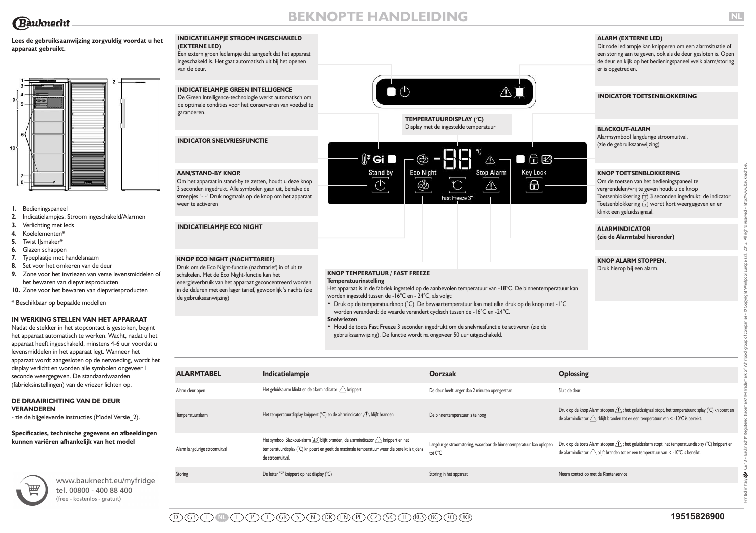# BEKNOPTE HANDLEIDING

**Lees de gebruiksaanwijzing zorgvuldig voordat u het apparaat gebruikt.**

1. Bedieningspaneel
2. Indicatielampjes: Stroom ingeschakeld/Alarmen
3. Verlichting met leds
4. Koelelementen*
5. Twist IJsmaker*
6. Glazen schappen
7. Typeplaatje met handelsnaam
8. Set voor het omkeren van de deur
9. Zone voor het invriezen van verse levensmiddelen of het bewaren van diepvriesproducten
10. Zone voor het bewaren van diepvriesproducten

\* Beschikbaar op bepaalde modellen

**IN WERKING STELLEN VAN HET APPARAAT**

Nadat de stekker in het stopcontact is gestoken, begint het apparaat automatisch te werken. Wacht, nadat u het apparaat heeft ingeschakeld, minstens 4-6 uur voordat u levensmiddelen in het apparaat legt. Wanneer het apparaat wordt aangesloten op de netvoeding, wordt het display verlicht en worden alle symbolen ongeveer 1 seconde weergegeven. De standaardwaarden (fabrieksinstellingen) van de vriezer lichten op.

**DE DRAAIRICHTING VAN DE DEUR VERANDEREN**

- zie de bijgeleverde instructies (Model Versie_2).

**Specificaties, technische gegevens en afbeeldingen kunnen variëren afhankelijk van het model**

www.bauknecht.eu/myfridge
tel. 00800 - 400 88 400
(free - kostenlos - gratuit)

**INDICATIELAMPJE STROOM INGESCHAKELD (EXTERNE LED)**
Een extern groen ledlampje dat aangeeft dat het apparaat ingeschakeld is. Het gaat automatisch uit bij het openen van de deur.

**INDICATIELAMPJE GREEN INTELLIGENCE**
De Green Intelligence-technologie werkt automatisch om de optimale condities voor het conserveren van voedsel te garanderen.

**INDICATOR SNELVRIESFUNCTIE**

**AAN/STAND-BY KNOP.**
Om het apparaat in stand-by te zetten, houdt u deze knop 3 seconden ingedrukt. Alle symbolen gaan uit, behalve de streepjes "- -" Druk nogmaals op de knop om het apparaat weer te activeren

**INDICATIELAMPJE ECO NIGHT**

**KNOP ECO NIGHT (NACHTTARIEF)**
Druk om de Eco Night-functie (nachttarief) in of uit te schakelen. Met de Eco Night-functie kan het energieverbruik van het apparaat geconcentreerd worden in de daluren met een lager tarief, gewoonlijk 's nachts (zie de gebruiksaanwijzing)

**TEMPERATUURDISPLAY (°C)**
Display met de ingestelde temperatuur

Stand by — Eco Night — Stop Alarm — Key Lock — Fast Freeze 3"

**KNOP TEMPERATUUR / FAST FREEZE**

**Temperatuurinstelling**
Het apparaat is in de fabriek ingesteld op de aanbevolen temperatuur van -18°C. De binnentemperatuur kan worden ingesteld tussen de -16°C en - 24°C, als volgt:

- Druk op de temperatuurknop (°C). De bewaartemperatuur kan met elke druk op de knop met -1°C worden veranderd: de waarde verandert cyclisch tussen de -16°C en -24°C.

**Snelvriezen**

- Houd de toets Fast Freeze 3 seconden ingedrukt om de snelvriesfunctie te activeren (zie de gebruiksaanwijzing). De functie wordt na ongeveer 50 uur uitgeschakeld.

**ALARM (EXTERNE LED)**
Dit rode ledlampje kan knipperen om een alarmsituatie of een storing aan te geven, ook als de deur gesloten is. Open de deur en kijk op het bedieningspaneel welk alarm/storing er is opgetreden.

**INDICATOR TOETSENBLOKKERING**

**BLACKOUT-ALARM**
Alarmsymbool langdurige stroomuitval. (zie de gebruiksaanwijzing)

**KNOP TOETSENBLOKKERING**
Om de toetsen van het bedieningspaneel te vergrendelen/vrij te geven houdt u de knop Toetsenblokkering 3 seconden ingedrukt: de indicator Toetsenblokkering wordt kort weergegeven en er klinkt een geluidssignaal.

**ALARMINDICATOR**
**(zie de Alarmtabel hieronder)**

**KNOP ALARM STOPPEN.**
Druk hierop bij een alarm.

| ALARMTABEL | Indicatielampje | Oorzaak | Oplossing |
|---|---|---|---|
| Alarm deur open | Het geluidsalarm klinkt en de alarmindicator ⚠ knippert | De deur heeft langer dan 2 minuten opengestaan. | Sluit de deur |
| Temperatuuralarm | Het temperatuurdisplay knippert (°C) en de alarmindicator ⚠ blijft branden | De binnentemperatuur is te hoog | Druk op de knop Alarm stoppen ⚠; het geluidssignaal stopt, het temperatuurdisplay (°C) knippert en de alarmindicator ⚠ rblijft branden tot er een temperatuur van < -10°C is bereikt. |
| Alarm langdurige stroomuitval | Het symbool Blackout-alarm blijft branden, de alarmindicator ⚠ knippert en het temperatuurdisplay (°C) knippert en geeft de maximale temperatuur weer die bereikt is tijdens de stroomuitval. | Langdurige stroomstoring, waardoor de binnentemperatuur kan oplopen tot 0°C | Druk op de toets Alarm stoppen ⚠; het geluidssignaal stopt, het temperatuurdisplay (°C) knippert en de alarmindicator ⚠ blijft branden tot er een temperatuur van < -10°C is bereikt. |
| Storing | De letter "F" knippert op het display (°C) | Storing in het apparaat | Neem contact op met de Klantenservice |

D GB F NL E P I GR S N DK FIN PL CZ SK H RUS BG RO UKR

19515826900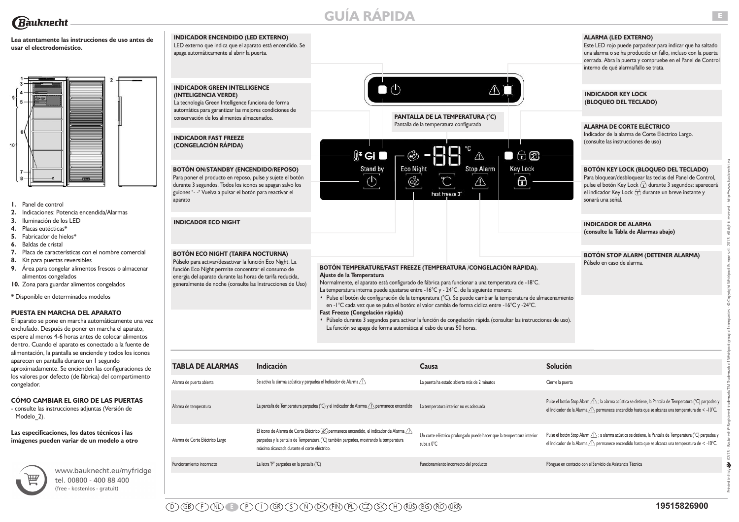# GUÍA RÁPIDA

**Lea atentamente las instrucciones de uso antes de usar el electrodoméstico.**

1. Panel de control
2. Indicaciones: Potencia encendida/Alarmas
3. Iluminación de los LED
4. Placas eutécticas*
5. Fabricador de hielos*
6. Baldas de cristal
7. Placa de características con el nombre comercial
8. Kit para puertas reversibles
9. Área para congelar alimentos frescos o almacenar alimentos congelados
10. Zona para guardar alimentos congelados

\* Disponible en determinados modelos

**PUESTA EN MARCHA DEL APARATO**

El aparato se pone en marcha automáticamente una vez enchufado. Después de poner en marcha el aparato, espere al menos 4-6 horas antes de colocar alimentos dentro. Cuando el aparato es conectado a la fuente de alimentación, la pantalla se enciende y todos los iconos aparecen en pantalla durante un 1 segundo aproximadamente. Se encienden las configuraciones de los valores por defecto (de fábrica) del compartimento congelador.

**CÓMO CAMBIAR EL GIRO DE LAS PUERTAS**

- consulte las instrucciones adjuntas (Versión de Modelo_2).

**Las especificaciones, los datos técnicos i las imágenes pueden variar de un modelo a otro**

www.bauknecht.eu/myfridge
tel. 00800 - 400 88 400
(free - kostenlos - gratuit)

**INDICADOR ENCENDIDO (LED EXTERNO)**
LED externo que indica que el aparato está encendido. Se apaga automáticamente al abrir la puerta.

**INDICADOR GREEN INTELLIGENCE (INTELIGENCIA VERDE)**
La tecnología Green Intelligence funciona de forma automática para garantizar las mejores condiciones de conservación de los alimentos almacenados.

**INDICADOR FAST FREEZE (CONGELACIÓN RÁPIDA)**

**BOTÓN ON/STANDBY (ENCENDIDO/REPOSO)**
Para poner el producto en reposo, pulse y sujete el botón durante 3 segundos. Todos los iconos se apagan salvo los guiones "- -" Vuelva a pulsar el botón para reactivar el aparato

**INDICADOR ECO NIGHT**

**BOTÓN ECO NIGHT (TARIFA NOCTURNA)**
Púlselo para activar/desactivar la función Eco Night. La función Eco Night permite concentrar el consumo de energía del aparato durante las horas de tarifa reducida, generalmente de noche (consulte las Instrucciones de Uso)

**PANTALLA DE LA TEMPERATURA (°C)**
Pantalla de la temperatura configurada

**BOTÓN TEMPERATURE/FAST FREEZE (TEMPERATURA /CONGELACIÓN RÁPIDA).**
**Ajuste de la Temperatura**
Normalmente, el aparato está configurado de fábrica para funcionar a una temperatura de -18°C.
La temperatura interna puede ajustarse entre -16°C y - 24°C, de la siguiente manera:
- Pulse el botón de configuración de la temperatura (°C). Se puede cambiar la temperatura de almacenamiento en -1°C cada vez que se pulsa el botón: el valor cambia de forma cíclica entre -16°C y -24°C.

**Fast Freeze (Congelación rápida)**
- Púlselo durante 3 segundos para activar la función de congelación rápida (consultar las instrucciones de uso). La función se apaga de forma automática al cabo de unas 50 horas.

**ALARMA (LED EXTERNO)**
Este LED rojo puede parpadear para indicar que ha saltado una alarma o se ha producido un fallo, incluso con la puerta cerrada. Abra la puerta y compruebe en el Panel de Control interno de qué alarma/fallo se trata.

**INDICADOR KEY LOCK (BLOQUEO DEL TECLADO)**

**ALARMA DE CORTE ELÉCTRICO**
Indicador de la alarma de Corte Eléctrico Largo. (consulte las instrucciones de uso)

**BOTÓN KEY LOCK (BLOQUEO DEL TECLADO)**
Para bloquear/desbloquear las teclas del Panel de Control, pulse el botón Key Lock durante 3 segundos: aparecerá el indicador Key Lock durante un breve instante y sonará una señal.

**INDICADOR DE ALARMA**
**(consulte la Tabla de Alarmas abajo)**

**BOTÓN STOP ALARM (DETENER ALARMA)**
Púlselo en caso de alarma.

| TABLA DE ALARMAS | Indicación | Causa | Solución |
|---|---|---|---|
| Alarma de puerta abierta | Se activa la alarma acústica y parpadea el Indicador de Alarma ⚠ | La puerta ha estado abierta más de 2 minutos | Cierre la puerta |
| Alarma de temperatura | La pantalla de Temperatura parpadea (°C) y el indicador de Alarma ⚠ permanece encendido | La temperatura interior no es adecuada | Pulse el botón Stop Alarm ⚠ ; la alarma acústica se detiene, la Pantalla de Temperatura (°C) parpadea y el Indicador de la Alarma ⚠ permanece encendido hasta que se alcanza una temperatura de < -10°C. |
| Alarma de Corte Eléctrico Largo | El icono de Alarma de Corte Eléctrico permanece encendido, el indicador de Alarma ⚠ parpadea y la pantalla de Temperatura (°C) también parpadea, mostrando la temperatura máxima alcanzada durante el corte eléctrico. | Un corte eléctrico prolongado puede hacer que la temperatura interior suba a 0°C | Pulse el botón Stop Alarm ⚠ ; a alarma acústica se detiene, la Pantalla de Temperatura (°C) parpadea y el Indicador de la Alarma ⚠ permanece encendido hasta que se alcanza una temperatura de < -10°C. |
| Funcionamiento incorrecto | La letra "F" parpadea en la pantalla (°C) | Funcionamiento incorrecto del producto | Póngase en contacto con el Servicio de Asistencia Técnica |

19515826900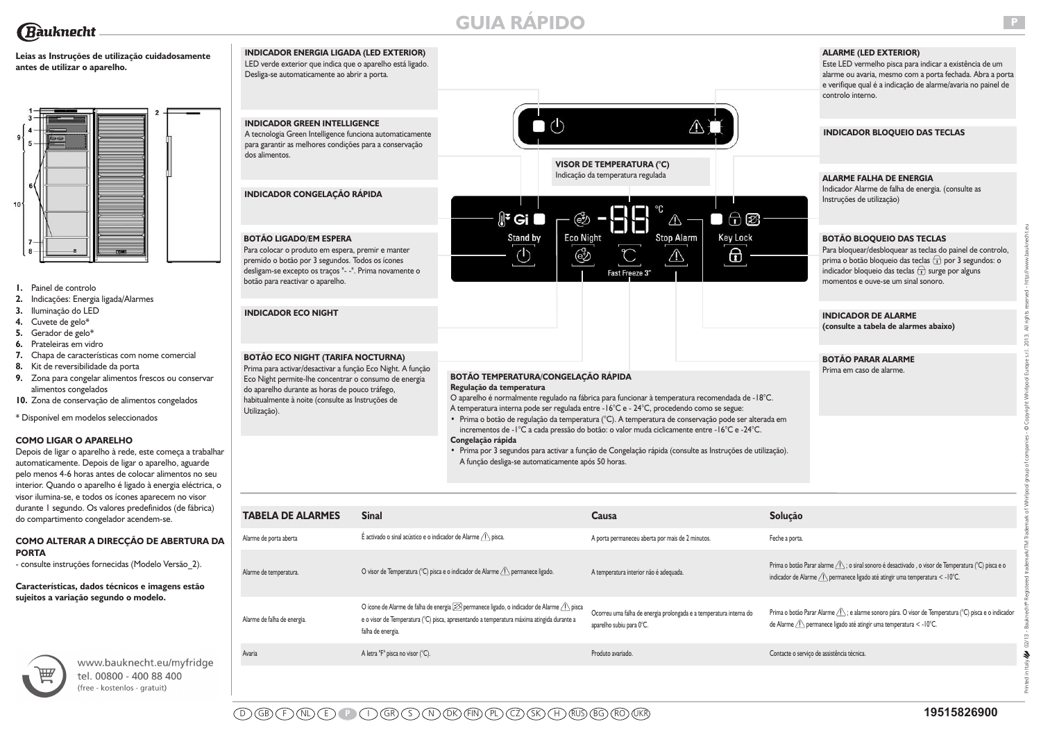# GUIA RÁPIDO

**Leias as Instruções de utilização cuidadosamente antes de utilizar o aparelho.**

1. Painel de controlo
2. Indicações: Energia ligada/Alarmes
3. Iluminação do LED
4. Cuvete de gelo*
5. Gerador de gelo*
6. Prateleiras em vidro
7. Chapa de características com nome comercial
8. Kit de reversibilidade da porta
9. Zona para congelar alimentos frescos ou conservar alimentos congelados
10. Zona de conservação de alimentos congelados

\* Disponível em modelos seleccionados

**COMO LIGAR O APARELHO**

Depois de ligar o aparelho à rede, este começa a trabalhar automaticamente. Depois de ligar o aparelho, aguarde pelo menos 4-6 horas antes de colocar alimentos no seu interior. Quando o aparelho é ligado à energia eléctrica, o visor ilumina-se, e todos os ícones aparecem no visor durante 1 segundo. Os valores predefinidos (de fábrica) do compartimento congelador acendem-se.

**COMO ALTERAR A DIRECÇÃO DE ABERTURA DA PORTA**

- consulte instruções fornecidas (Modelo Versão_2).

**Características, dados técnicos e imagens estão sujeitos a variação segundo o modelo.**

**INDICADOR ENERGIA LIGADA (LED EXTERIOR)**
LED verde exterior que indica que o aparelho está ligado. Desliga-se automaticamente ao abrir a porta.

**INDICADOR GREEN INTELLIGENCE**
A tecnologia Green Intelligence funciona automaticamente para garantir as melhores condições para a conservação dos alimentos.

**INDICADOR CONGELAÇÃO RÁPIDA**

**BOTÃO LIGADO/EM ESPERA**
Para colocar o produto em espera, premir e manter premido o botão por 3 segundos. Todos os ícones desligam-se excepto os traços "- -". Prima novamente o botão para reactivar o aparelho.

**INDICADOR ECO NIGHT**

**BOTÃO ECO NIGHT (TARIFA NOCTURNA)**
Prima para activar/desactivar a função Eco Night. A função Eco Night permite-lhe concentrar o consumo de energia do aparelho durante as horas de pouco tráfego, habitualmente à noite (consulte as Instruções de Utilização).

**VISOR DE TEMPERATURA (°C)**
Indicação da temperatura regulada

**BOTÃO TEMPERATURA/CONGELAÇÃO RÁPIDA**

**Regulação da temperatura**

O aparelho é normalmente regulado na fábrica para funcionar à temperatura recomendada de -18°C.
A temperatura interna pode ser regulada entre -16°C e - 24°C, procedendo como se segue:

- Prima o botão de regulação da temperatura (°C). A temperatura de conservação pode ser alterada em incrementos de -1°C a cada pressão do botão: o valor muda ciclicamente entre -16°C e -24°C.

**Congelação rápida**

- Prima por 3 segundos para activar a função de Congelação rápida (consulte as Instruções de utilização). A função desliga-se automaticamente após 50 horas.

**ALARME (LED EXTERIOR)**
Este LED vermelho pisca para indicar a existência de um alarme ou avaria, mesmo com a porta fechada. Abra a porta e verifique qual é a indicação de alarme/avaria no painel de controlo interno.

**INDICADOR BLOQUEIO DAS TECLAS**

**ALARME FALHA DE ENERGIA**
Indicador Alarme de falha de energia. (consulte as Instruções de utilização)

**BOTÃO BLOQUEIO DAS TECLAS**
Para bloquear/desbloquear as teclas do painel de controlo, prima o botão bloqueio das teclas por 3 segundos: o indicador bloqueio das teclas surge por alguns momentos e ouve-se um sinal sonoro.

**INDICADOR DE ALARME**
**(consulte a tabela de alarmes abaixo)**

**BOTÃO PARAR ALARME**
Prima em caso de alarme.

Stand by | Eco Night | Fast Freeze 3" | Stop Alarm | Key Lock

| TABELA DE ALARMES | Sinal | Causa | Solução |
|---|---|---|---|
| Alarme de porta aberta | É activado o sinal acústico e o indicador de Alarme ⚠ pisca. | A porta permaneceu aberta por mais de 2 minutos. | Feche a porta. |
| Alarme de temperatura. | O visor de Temperatura (°C) pisca e o indicador de Alarme ⚠ permanece ligado. | A temperatura interior não é adequada. | Prima o botão Parar alarme ⚠; o sinal sonoro é desactivado, o visor de Temperatura (°C) pisca e o indicador de Alarme ⚠ permanece ligado até atingir uma temperatura < -10°C. |
| Alarme de falha de energia. | O ícone de Alarme de falha de energia permanece ligado, o indicador de Alarme ⚠ pisca e o visor de Temperatura (°C) pisca, apresentando a temperatura máxima atingida durante a falha de energia. | Ocorreu uma falha de energia prolongada e a temperatura interna do aparelho subiu para 0°C. | Prima o botão Parar Alarme ⚠; e alarme sonoro pára. O visor de Temperatura (°C) pisca e o indicador de Alarme ⚠ permanece ligado até atingir uma temperatura < -10°C. |
| Avaria | A letra "F" pisca no visor (°C). | Produto avariado. | Contacte o serviço de assistência técnica. |

www.bauknecht.eu/myfridge
tel. 00800 - 400 88 400
(free - kostenlos - gratuit)

19515826900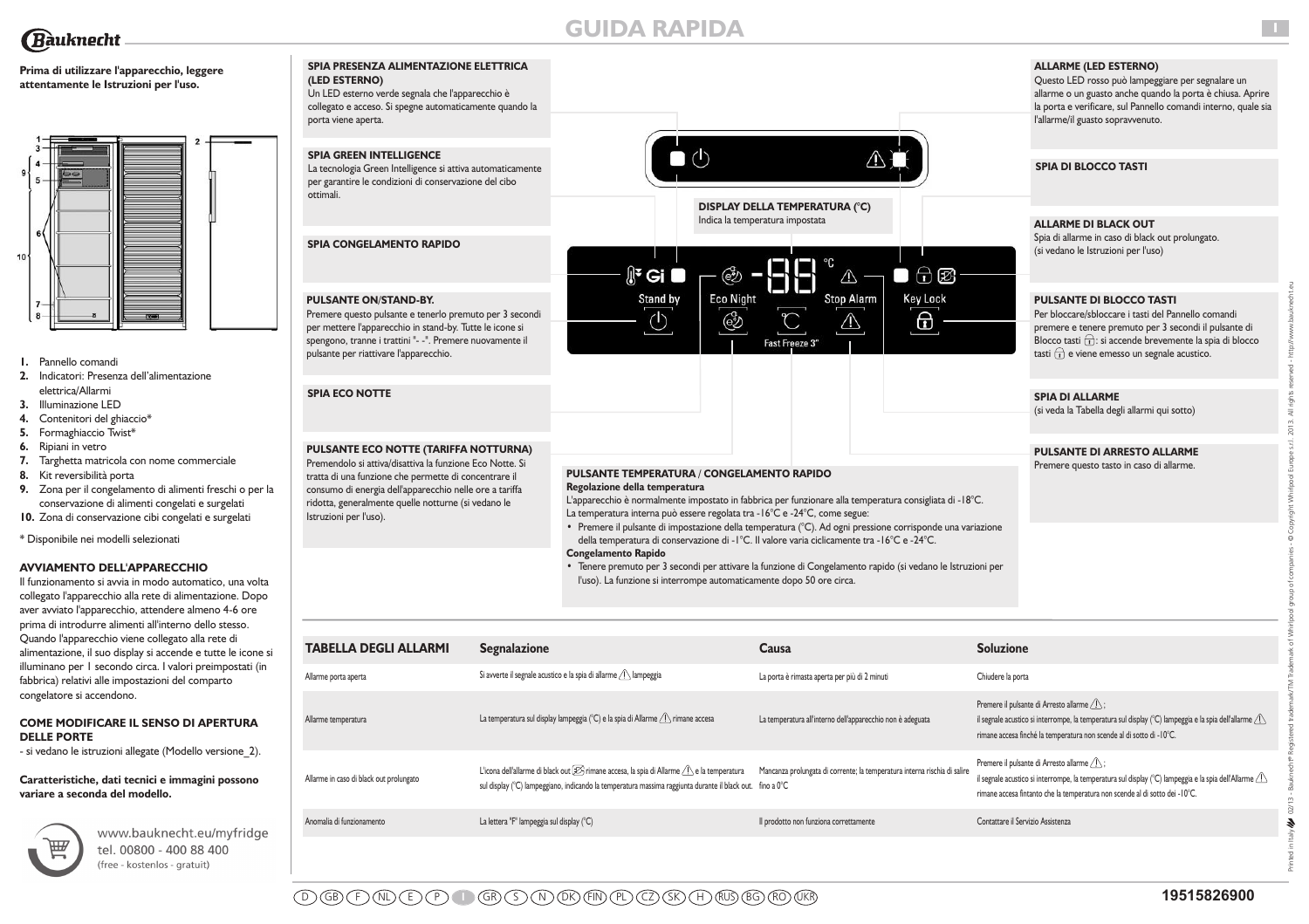# GUIDA RAPIDA

**Prima di utilizzare l'apparecchio, leggere attentamente le Istruzioni per l'uso.**

1. Pannello comandi
2. Indicatori: Presenza dell'alimentazione elettrica/Allarmi
3. Illuminazione LED
4. Contenitori del ghiaccio*
5. Formaghiaccio Twist*
6. Ripiani in vetro
7. Targhetta matricola con nome commerciale
8. Kit reversibilità porta
9. Zona per il congelamento di alimenti freschi o per la conservazione di alimenti congelati e surgelati
10. Zona di conservazione cibi congelati e surgelati

\* Disponibile nei modelli selezionati

### AVVIAMENTO DELL'APPARECCHIO

Il funzionamento si avvia in modo automatico, una volta collegato l'apparecchio alla rete di alimentazione. Dopo aver avviato l'apparecchio, attendere almeno 4-6 ore prima di introdurre alimenti all'interno dello stesso. Quando l'apparecchio viene collegato alla rete di alimentazione, il suo display si accende e tutte le icone si illuminano per 1 secondo circa. I valori preimpostati (in fabbrica) relativi alle impostazioni del comparto congelatore si accendono.

### COME MODIFICARE IL SENSO DI APERTURA DELLE PORTE

- si vedano le istruzioni allegate (Modello versione_2).

**Caratteristiche, dati tecnici e immagini possono variare a seconda del modello.**

www.bauknecht.eu/myfridge
tel. 00800 - 400 88 400
(free - kostenlos - gratuit)

### SPIA PRESENZA ALIMENTAZIONE ELETTRICA (LED ESTERNO)

Un LED esterno verde segnala che l'apparecchio è collegato e acceso. Si spegne automaticamente quando la porta viene aperta.

### SPIA GREEN INTELLIGENCE

La tecnologia Green Intelligence si attiva automaticamente per garantire le condizioni di conservazione del cibo ottimali.

### SPIA CONGELAMENTO RAPIDO

### PULSANTE ON/STAND-BY.

Premere questo pulsante e tenerlo premuto per 3 secondi per mettere l'apparecchio in stand-by. Tutte le icone si spengono, tranne i trattini "- -". Premere nuovamente il pulsante per riattivare l'apparecchio.

### SPIA ECO NOTTE

### PULSANTE ECO NOTTE (TARIFFA NOTTURNA)

Premendolo si attiva/disattiva la funzione Eco Notte. Si tratta di una funzione che permette di concentrare il consumo di energia dell'apparecchio nelle ore a tariffa ridotta, generalmente quelle notturne (si vedano le Istruzioni per l'uso).

### DISPLAY DELLA TEMPERATURA (°C)

Indica la temperatura impostata

### PULSANTE TEMPERATURA / CONGELAMENTO RAPIDO

**Regolazione della temperatura**

L'apparecchio è normalmente impostato in fabbrica per funzionare alla temperatura consigliata di -18°C.
La temperatura interna può essere regolata tra -16°C e -24°C, come segue:

- Premere il pulsante di impostazione della temperatura (°C). Ad ogni pressione corrisponde una variazione della temperatura di conservazione di -1°C. Il valore varia ciclicamente tra -16°C e -24°C.

**Congelamento Rapido**

- Tenere premuto per 3 secondi per attivare la funzione di Congelamento rapido (si vedano le Istruzioni per l'uso). La funzione si interrompe automaticamente dopo 50 ore circa.

### ALLARME (LED ESTERNO)

Questo LED rosso può lampeggiare per segnalare un allarme o un guasto anche quando la porta è chiusa. Aprire la porta e verificare, sul Pannello comandi interno, quale sia l'allarme/il guasto sopravvenuto.

### SPIA DI BLOCCO TASTI

### ALLARME DI BLACK OUT

Spia di allarme in caso di black out prolungato. (si vedano le Istruzioni per l'uso)

### PULSANTE DI BLOCCO TASTI

Per bloccare/sbloccare i tasti del Pannello comandi premere e tenere premuto per 3 secondi il pulsante di Blocco tasti: si accende brevemente la spia di blocco tasti e viene emesso un segnale acustico.

### SPIA DI ALLARME

(si veda la Tabella degli allarmi qui sotto)

### PULSANTE DI ARRESTO ALLARME

Premere questo tasto in caso di allarme.

| TABELLA DEGLI ALLARMI | Segnalazione | Causa | Soluzione |
|---|---|---|---|
| Allarme porta aperta | Si avverte il segnale acustico e la spia di allarme ⚠ lampeggia | La porta è rimasta aperta per più di 2 minuti | Chiudere la porta |
| Allarme temperatura | La temperatura sul display lampeggia (°C) e la spia di Allarme ⚠ rimane accesa | La temperatura all'interno dell'apparecchio non è adeguata | Premere il pulsante di Arresto allarme ⚠; il segnale acustico si interrompe, la temperatura sul display (°C) lampeggia e la spia dell'allarme ⚠ rimane accesa finché la temperatura non scende al di sotto di -10°C. |
| Allarme in caso di black out prolungato | L'icona dell'allarme di black out rimane accesa, la spia di Allarme ⚠ e la temperatura sul display (°C) lampeggiano, indicando la temperatura massima raggiunta durante il black out. | Mancanza prolungata di corrente; la temperatura interna rischia di salire fino a 0°C | Premere il pulsante di Arresto allarme ⚠; il segnale acustico si interrompe, la temperatura sul display (°C) lampeggia e la spia dell'Allarme ⚠ rimane accesa fintanto che la temperatura non scende al di sotto dei -10°C. |
| Anomalia di funzionamento | La lettera "F" lampeggia sul display (°C) | Il prodotto non funziona correttamente | Contattare il Servizio Assistenza |

19515826900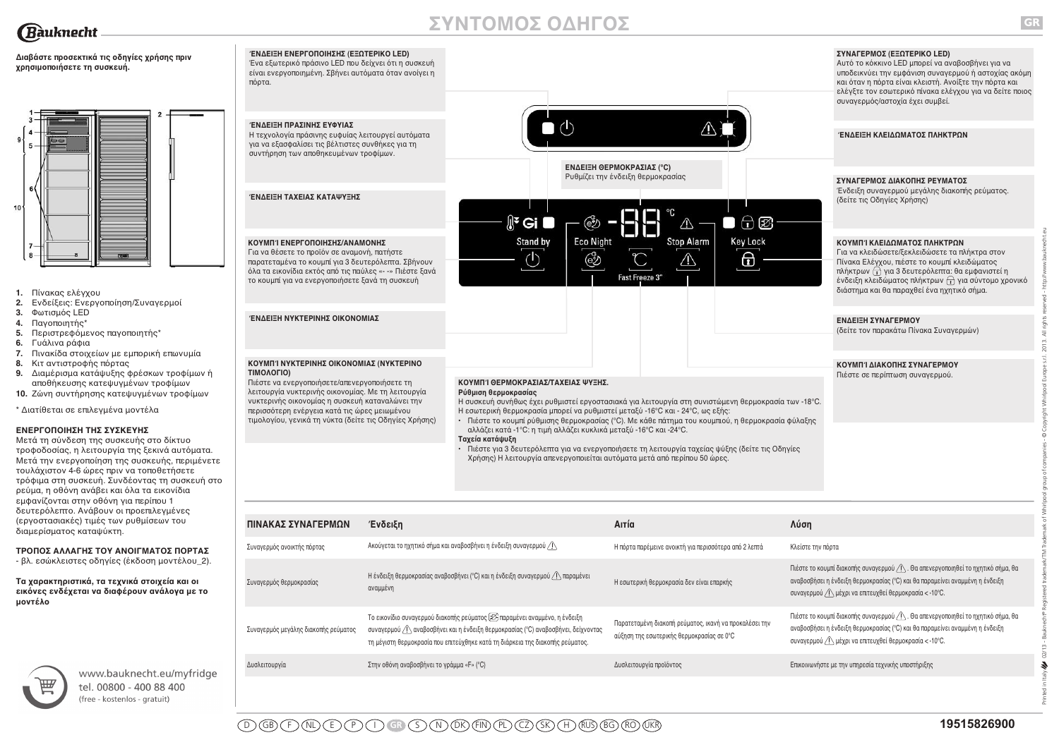# ΣΥΝΤΟΜΟΣ ΟΔΗΓΟΣ

**Διαβάστε προσεκτικά τις οδηγίες χρήσης πριν χρησιμοποιήσετε τη συσκευή.**

1. Πίνακας ελέγχου
2. Ενδείξεις: Ενεργοποίηση/Συναγερμοί
3. Φωτισμός LED
4. Παγοποιητής*
5. Περιστρεφόμενος παγοποιητής*
6. Γυάλινα ράφια
7. Πινακίδα στοιχείων με εμπορική επωνυμία
8. Κιτ αντιστροφής πόρτας
9. Διαμέρισμα κατάψυξης φρέσκων τροφίμων ή αποθήκευσης κατεψυγμένων τροφίμων
10. Ζώνη συντήρησης κατεψυγμένων τροφίμων

\* Διατίθεται σε επιλεγμένα μοντέλα

**ΕΝΕΡΓΟΠΟΙΗΣΗ ΤΗΣ ΣΥΣΚΕΥΗΣ**
Μετά τη σύνδεση της συσκευής στο δίκτυο τροφοδοσίας, η λειτουργία της ξεκινά αυτόματα. Μετά την ενεργοποίηση της συσκευής, περιμένετε τουλάχιστον 4-6 ώρες πριν να τοποθετήσετε τρόφιμα στη συσκευή. Συνδέοντας τη συσκευή στο ρεύμα, η οθόνη ανάβει και όλα τα εικονίδια εμφανίζονται στην οθόνη για περίπου 1 δευτερόλεπτο. Ανάβουν οι προεπιλεγμένες (εργοστασιακές) τιμές των ρυθμίσεων του διαμερίσματος καταψύκτη.

**ΤΡΟΠΟΣ ΑΛΛΑΓΗΣ ΤΟΥ ΑΝΟΙΓΜΑΤΟΣ ΠΟΡΤΑΣ**
- βλ. εσώκλειστες οδηγίες (έκδοση μοντέλου_2).

**Τα χαρακτηριστικά, τα τεχνικά στοιχεία και οι εικόνες ενδέχεται να διαφέρουν ανάλογα με το μοντέλο**

www.bauknecht.eu/myfridge
tel. 00800 - 400 88 400
(free - kostenlos - gratuit)

**ΈΝΔΕΙΞΗ ΕΝΕΡΓΟΠΟΙΗΣΗΣ (ΕΞΩΤΕΡΙΚΟ LED)**
Ένα εξωτερικό πράσινο LED που δείχνει ότι η συσκευή είναι ενεργοποιημένη. Σβήνει αυτόματα όταν ανοίγει η πόρτα.

**ΈΝΔΕΙΞΗ ΠΡΑΣΙΝΗΣ ΕΥΦΥΙΑΣ**
Η τεχνολογία πράσινης ευφυΐας λειτουργεί αυτόματα για να εξασφαλίσει τις βέλτιστες συνθήκες για τη συντήρηση των αποθηκευμένων τροφίμων.

**ΈΝΔΕΙΞΗ ΤΑΧΕΙΑΣ ΚΑΤΑΨΥΞΗΣ**

**ΚΟΥΜΠΊ ΕΝΕΡΓΟΠΟΙΗΣΗΣ/ΑΝΑΜΟΝΗΣ**
Για να θέσετε το προϊόν σε αναμονή, πατήστε παρατεταμένα το κουμπί για 3 δευτερόλεπτα. Σβήνουν όλα τα εικονίδια εκτός από τις παύλες «- -» Πιέστε ξανά το κουμπί για να ενεργοποιήσετε ξανά τη συσκευή

**ΈΝΔΕΙΞΗ ΝΥΚΤΕΡΙΝΗΣ ΟΙΚΟΝΟΜΙΑΣ**

**ΚΟΥΜΠΊ ΝΥΚΤΕΡΙΝΗΣ ΟΙΚΟΝΟΜΙΑΣ (ΝΥΚΤΕΡΙΝΟ ΤΙΜΟΛΟΓΙΟ)**
Πιέστε να ενεργοποιήσετε/απενεργοποιήσετε τη λειτουργία νυκτερινής οικονομίας. Με τη λειτουργία νυκτερινής οικονομίας η συσκευή καταναλώνει την περισσότερη ενέργεια κατά τις ώρες μειωμένου τιμολογίου, γενικά τη νύκτα (δείτε τις Οδηγίες Χρήσης)

**ΕΝΔΕΙΞΗ ΘΕΡΜΟΚΡΑΣΙΑΣ (°C)**
Ρυθμίζει την ένδειξη θερμοκρασίας

Stand by | Eco Night | Fast Freeze 3" | Stop Alarm | Key Lock

**ΚΟΥΜΠΊ ΘΕΡΜΟΚΡΑΣΙΑΣ/ΤΑΧΕΙΑΣ ΨΥΞΗΣ.**
**Ρύθμιση θερμοκρασίας**
Η συσκευή συνήθως έχει ρυθμιστεί εργοστασιακά για λειτουργία στη συνιστώμενη θερμοκρασία των -18°C.
Η εσωτερική θερμοκρασία μπορεί να ρυθμιστεί μεταξύ -16°C και - 24°C, ως εξής:
- Πιέστε το κουμπί ρύθμισης θερμοκρασίας (°C). Με κάθε πάτημα του κουμπιού, η θερμοκρασία φύλαξης αλλάζει κατά -1°C: η τιμή αλλάζει κυκλικά μεταξύ -16°C και -24°C.

**Ταχεία κατάψυξη**
- Πιέστε για 3 δευτερόλεπτα για να ενεργοποιήσετε τη λειτουργία ταχείας ψύξης (δείτε τις Οδηγίες Χρήσης) Η λειτουργία απενεργοποιείται αυτόματα μετά από περίπου 50 ώρες.

**ΣΥΝΑΓΕΡΜΟΣ (ΕΞΩΤΕΡΙΚΟ LED)**
Αυτό το κόκκινο LED μπορεί να αναβοσβήνει για να υποδεικνύει την εμφάνιση συναγερμού ή αστοχίας ακόμη και όταν η πόρτα είναι κλειστή. Ανοίξτε την πόρτα και ελέγξτε τον εσωτερικό πίνακα ελέγχου για να δείτε ποιος συναγερμός/αστοχία έχει συμβεί.

**ΈΝΔΕΙΞΗ ΚΛΕΙΔΩΜΑΤΟΣ ΠΛΗΚΤΡΩΝ**

**ΣΥΝΑΓΕΡΜΟΣ ΔΙΑΚΟΠΗΣ ΡΕΥΜΑΤΟΣ**
Ένδειξη συναγερμού μεγάλης διακοπής ρεύματος. (δείτε τις Οδηγίες Χρήσης)

**ΚΟΥΜΠΊ ΚΛΕΙΔΩΜΑΤΟΣ ΠΛΗΚΤΡΩΝ**
Για να κλειδώσετε/ξεκλειδώσετε τα πλήκτρα στον Πίνακα Ελέγχου, πιέστε το κουμπί κλειδώματος πλήκτρων για 3 δευτερόλεπτα: θα εμφανιστεί η ένδειξη κλειδώματος πλήκτρων για σύντομο χρονικό διάστημα και θα παραχθεί ένα ηχητικό σήμα.

**ΕΝΔΕΙΞΗ ΣΥΝΑΓΕΡΜΟΥ**
(δείτε τον παρακάτω Πίνακα Συναγερμών)

**ΚΟΥΜΠΊ ΔΙΑΚΟΠΗΣ ΣΥΝΑΓΕΡΜΟΥ**
Πιέστε σε περίπτωση συναγερμού.

| ΠΙΝΑΚΑΣ ΣΥΝΑΓΕΡΜΩΝ | Ένδειξη | Αιτία | Λύση |
|---|---|---|---|
| Συναγερμός ανοικτής πόρτας | Ακούγεται το ηχητικό σήμα και αναβοσβήνει η ένδειξη συναγερμού ⚠ | Η πόρτα παρέμεινε ανοικτή για περισσότερα από 2 λεπτά | Κλείστε την πόρτα |
| Συναγερμός θερμοκρασίας | Η ένδειξη θερμοκρασίας αναβοσβήνει (°C) και η ένδειξη συναγερμού ⚠ παραμένει αναμμένη | Η εσωτερική θερμοκρασία δεν είναι επαρκής | Πιέστε το κουμπί διακοπής συναγερμού ⚠. Θα απενεργοποιηθεί το ηχητικό σήμα, θα αναβοσβήσει η ένδειξη θερμοκρασίας (°C) και θα παραμείνει αναμμένη η ένδειξη συναγερμού ⚠ μέχρι να επιτευχθεί θερμοκρασία < -10°C. |
| Συναγερμός μεγάλης διακοπής ρεύματος | Το εικονίδιο συναγερμού διακοπής ρεύματος παραμένει αναμμένο, η ένδειξη συναγερμού ⚠ αναβοσβήνει και η ένδειξη θερμοκρασίας (°C) αναβοσβήνει, δείχνοντας τη μέγιστη θερμοκρασία που επιτεύχθηκε κατά τη διάρκεια της διακοπής ρεύματος. | Παρατεταμένη διακοπή ρεύματος, ικανή να προκαλέσει την αύξηση της εσωτερικής θερμοκρασίας σε 0°C | Πιέστε το κουμπί διακοπής συναγερμού ⚠. Θα απενεργοποιηθεί το ηχητικό σήμα, θα αναβοσβήσει η ένδειξη θερμοκρασίας (°C) και θα παραμείνει αναμμένη η ένδειξη συναγερμού ⚠ μέχρι να επιτευχθεί θερμοκρασία < -10°C. |
| Δυσλειτουργία | Στην οθόνη αναβοσβήνει το γράμμα «F» (°C) | Δυσλειτουργία προϊόντος | Επικοινωνήστε με την υπηρεσία τεχνικής υποστήριξης |

19515826900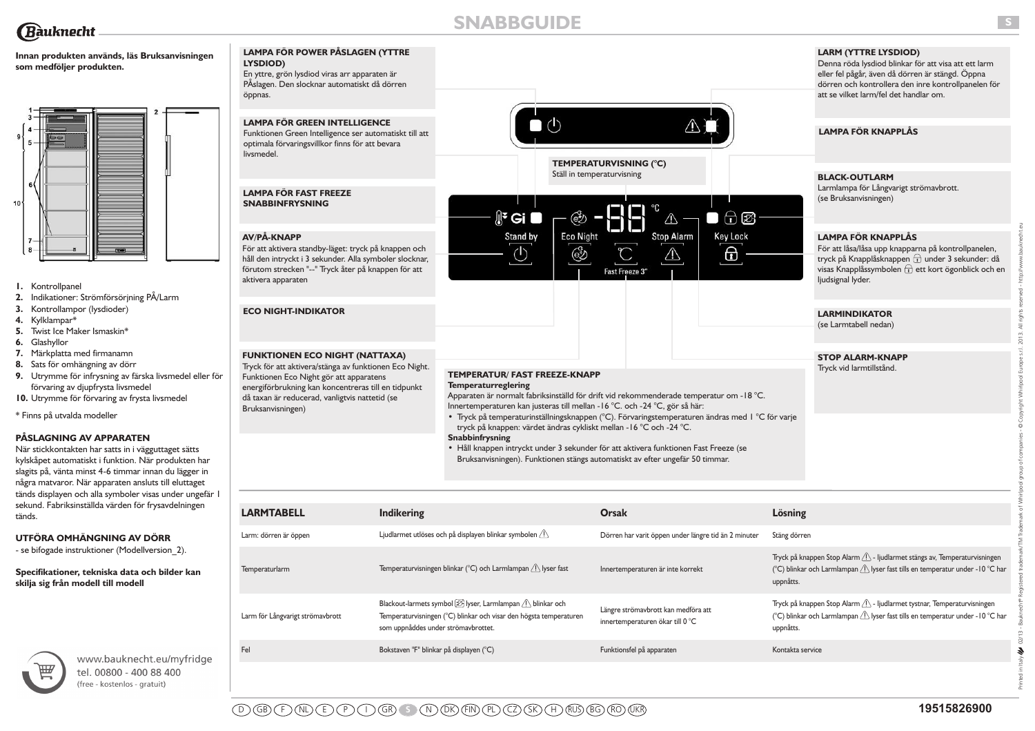# SNABBGUIDE

**Innan produkten används, läs Bruksanvisningen som medföljer produkten.**

1. Kontrollpanel
2. Indikationer: Strömförsörjning PÅ/Larm
3. Kontrollampor (lysdioder)
4. Kylklampar*
5. Twist Ice Maker Ismaskin*
6. Glashyllor
7. Märkplatta med firmanamn
8. Sats för omhängning av dörr
9. Utrymme för infrysning av färska livsmedel eller för förvaring av djupfrysta livsmedel
10. Utrymme för förvaring av frysta livsmedel

\* Finns på utvalda modeller

**PÅSLAGNING AV APPARATEN**

När stickkontakten har satts in i vägguttaget sätts kylskåpet automatiskt i funktion. När produkten har slagits på, vänta minst 4-6 timmar innan du lägger in några matvaror. När apparaten ansluts till eluttaget tänds displayen och alla symboler visas under ungefär 1 sekund. Fabriksinställda värden för frysavdelningen tänds.

**UTFÖRA OMHÄNGNING AV DÖRR**

- se bifogade instruktioner (Modellversion_2).

**Specifikationer, tekniska data och bilder kan skilja sig från modell till modell**

www.bauknecht.eu/myfridge
tel. 00800 - 400 88 400
(free - kostenlos - gratuit)

**LAMPA FÖR POWER PÅSLAGEN (YTTRE LYSDIOD)**
En yttre, grön lysdiod viras arr apparaten är PÅslagen. Den slocknar automatiskt då dörren öppnas.

**LAMPA FÖR GREEN INTELLIGENCE**
Funktionen Green Intelligence ser automatiskt till att optimala förvaringsvillkor finns för att bevara livsmedel.

**LAMPA FÖR FAST FREEZE SNABBINFRYSNING**

**AV/PÅ-KNAPP**
För att aktivera standby-läget: tryck på knappen och håll den intryckt i 3 sekunder. Alla symboler slocknar, förutom strecken "--" Tryck åter på knappen för att aktivera apparaten

**ECO NIGHT-INDIKATOR**

**FUNKTIONEN ECO NIGHT (NATTAXA)**
Tryck för att aktivera/stänga av funktionen Eco Night. Funktionen Eco Night gör att apparatens energiförbrukning kan koncentreras till en tidpunkt då taxan är reducerad, vanligtvis nattetid (se Bruksanvisningen)

**TEMPERATURVISNING (°C)**
Ställ in temperaturvisning

Stand by | Eco Night | Stop Alarm | Key Lock | Fast Freeze 3"

**TEMPERATUR/ FAST FREEZE-KNAPP**

**Temperaturreglering**
Apparaten är normalt fabriksinställd för drift vid rekommenderade temperatur om -18 °C. Innertemperaturen kan justeras till mellan -16 °C. och -24 °C, gör så här:

- Tryck på temperaturinställningsknappen (°C). Förvaringstemperaturen ändras med 1 °C för varje tryck på knappen: värdet ändras cykliskt mellan -16 °C och -24 °C.

**Snabbinfrysning**

- Håll knappen intryckt under 3 sekunder för att aktivera funktionen Fast Freeze (se Bruksanvisningen). Funktionen stängs automatiskt av efter ungefär 50 timmar.

**LARM (YTTRE LYSDIOD)**
Denna röda lysdiod blinkar för att visa att ett larm eller fel pågår, även då dörren är stängd. Öppna dörren och kontrollera den inre kontrollpanelen för att se vilket larm/fel det handlar om.

**LAMPA FÖR KNAPPLÅS**

**BLACK-OUTLARM**
Larmlampa för Långvarigt strömavbrott. (se Bruksanvisningen)

**LAMPA FÖR KNAPPLÅS**
För att låsa/låsa upp knapparna på kontrollpanelen, tryck på Knapplåsknappen under 3 sekunder: då visas Knapplåssymbolen ett kort ögonblick och en ljudsignal lyder.

**LARMINDIKATOR**
(se Larmtabell nedan)

**STOP ALARM-KNAPP**
Tryck vid larmtillstånd.

| LARMTABELL | Indikering | Orsak | Lösning |
|---|---|---|---|
| Larm: dörren är öppen | Ljudlarmet utlöses och på displayen blinkar symbolen ⚠ | Dörren har varit öppen under längre tid än 2 minuter | Stäng dörren |
| Temperaturlarm | Temperaturvisningen blinkar (°C) och Larmlampan ⚠ lyser fast | Innertemperaturen är inte korrekt | Tryck på knappen Stop Alarm ⚠ - Ljudlarmet stängs av, Temperaturvisningen (°C) blinkar och Larmlampan ⚠ lyser fast tills en temperatur under -10 °C har uppnåtts. |
| Larm för Långvarigt strömavbrott | Blackout-larmets symbol lyser, Larmlampan ⚠ blinkar och Temperaturvisningen (°C) blinkar och visar den högsta temperaturen som uppnåddes under strömavbrottet. | Längre strömavbrott kan medföra att innertemperaturen ökar till 0 °C | Tryck på knappen Stop Alarm ⚠ - Ljudlarmet tystnar, Temperaturvisningen (°C) blinkar och Larmlampan ⚠ lyser fast tills en temperatur under -10 °C har uppnåtts. |
| Fel | Bokstaven "F" blinkar på displayen (°C) | Funktionsfel på apparaten | Kontakta service |

D GB F NL E P I GR S N DK FIN PL CZ SK H RUS BG RO UKR

19515826900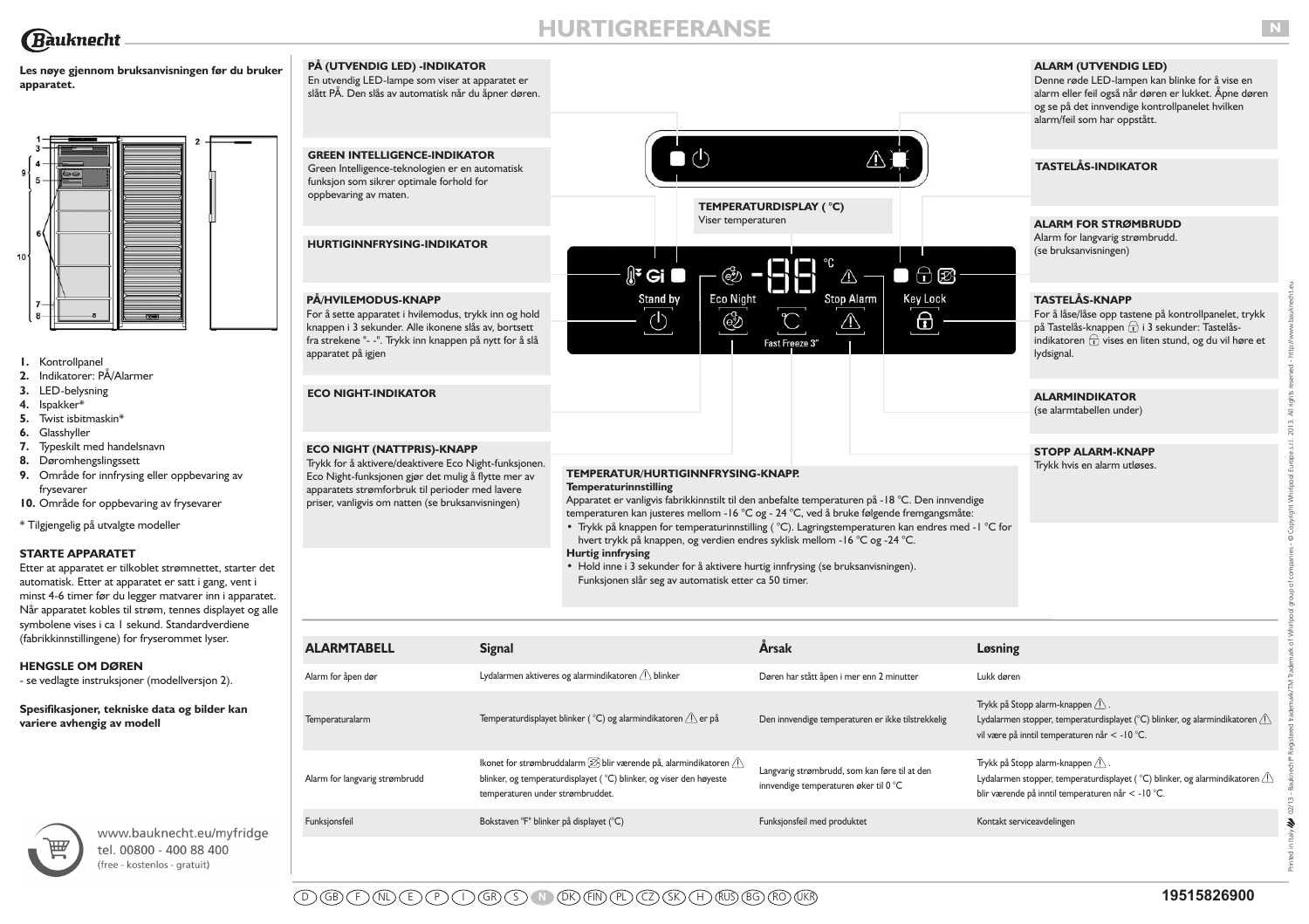# HURTIGREFERANSE

**Les nøye gjennom bruksanvisningen før du bruker apparatet.**

1. Kontrollpanel
2. Indikatorer: PÅ/Alarmer
3. LED-belysning
4. Ispakker*
5. Twist isbitmaskin*
6. Glasshyller
7. Typeskilt med handelsnavn
8. Døromhengslingssett
9. Område for innfrysing eller oppbevaring av frysevarer
10. Område for oppbevaring av frysevarer

\* Tilgjengelig på utvalgte modeller

### STARTE APPARATET

Etter at apparatet er tilkoblet strømnettet, starter det automatisk. Etter at apparatet er satt i gang, vent i minst 4-6 timer før du legger matvarer inn i apparatet. Når apparatet kobles til strøm, tennes displayet og alle symbolene vises i ca 1 sekund. Standardverdiene (fabrikkinnstillingene) for fryserommet lyser.

### HENGSLE OM DØREN

- se vedlagte instruksjoner (modellversjon 2).

**Spesifikasjoner, tekniske data og bilder kan variere avhengig av modell**

www.bauknecht.eu/myfridge
tel. 00800 - 400 88 400
(free - kostenlos - gratuit)

### PÅ (UTVENDIG LED) -INDIKATOR

En utvendig LED-lampe som viser at apparatet er slått PÅ. Den slås av automatisk når du åpner døren.

### GREEN INTELLIGENCE-INDIKATOR

Green Intelligence-teknologien er en automatisk funksjon som sikrer optimale forhold for oppbevaring av maten.

### HURTIGINNFRYSING-INDIKATOR

### PÅ/HVILEMODUS-KNAPP

For å sette apparatet i hvilemodus, trykk inn og hold knappen i 3 sekunder. Alle ikonene slås av, bortsett fra strekene "- -". Trykk inn knappen på nytt for å slå apparatet på igjen

### ECO NIGHT-INDIKATOR

### ECO NIGHT (NATTPRIS)-KNAPP

Trykk for å aktivere/deaktivere Eco Night-funksjonen. Eco Night-funksjonen gjør det mulig å flytte mer av apparatets strømforbruk til perioder med lavere priser, vanligvis om natten (se bruksanvisningen)

### TEMPERATURDISPLAY ( °C)

Viser temperaturen

Stand by · Eco Night · Stop Alarm · Key Lock · Fast Freeze 3"

### TEMPERATUR/HURTIGINNFRYSING-KNAPP.

**Temperaturinnstilling**

Apparatet er vanligvis fabrikkinnstilt til den anbefalte temperaturen på -18 °C. Den innvendige temperaturen kan justeres mellom -16 °C og - 24 °C, ved å bruke følgende fremgangsmåte:

- Trykk på knappen for temperaturinnstilling ( °C). Lagringstemperaturen kan endres med -1 °C for hvert trykk på knappen, og verdien endres syklisk mellom -16 °C og -24 °C.

**Hurtig innfrysing**

- Hold inne i 3 sekunder for å aktivere hurtig innfrysing (se bruksanvisningen). Funksjonen slår seg av automatisk etter ca 50 timer.

### ALARM (UTVENDIG LED)

Denne røde LED-lampen kan blinke for å vise en alarm eller feil også når døren er lukket. Åpne døren og se på det innvendige kontrollpanelet hvilken alarm/feil som har oppstått.

### TASTELÅS-INDIKATOR

### ALARM FOR STRØMBRUDD

Alarm for langvarig strømbrudd. (se bruksanvisningen)

### TASTELÅS-KNAPP

For å låse/låse opp tastene på kontrollpanelet, trykk på Tastelås-knappen i 3 sekunder: Tastelås-indikatoren vises en liten stund, og du vil høre et lydsignal.

### ALARMINDIKATOR

(se alarmtabellen under)

### STOPP ALARM-KNAPP

Trykk hvis en alarm utløses.

| ALARMTABELL | Signal | Årsak | Løsning |
|---|---|---|---|
| Alarm for åpen dør | Lydalarmen aktiveres og alarmindikatoren blinker | Døren har stått åpen i mer enn 2 minutter | Lukk døren |
| Temperaturalarm | Temperaturdisplayet blinker ( °C) og alarmindikatoren er på | Den innvendige temperaturen er ikke tilstrekkelig | Trykk på Stopp alarm-knappen. Lydalarmen stopper, temperaturdisplayet (°C) blinker, og alarmindikatoren vil være på inntil temperaturen når < -10 °C. |
| Alarm for langvarig strømbrudd | Ikonet for strømbruddalarm blir værende på, alarmindikatoren blinker, og temperaturdisplayet ( °C) blinker, og viser den høyeste temperaturen under strømbruddet. | Langvarig strømbrudd, som kan føre til at den innvendige temperaturen øker til 0 °C | Trykk på Stopp alarm-knappen. Lydalarmen stopper, temperaturdisplayet ( °C) blinker, og alarmindikatoren blir værende på inntil temperaturen når < -10 °C. |
| Funksjonsfeil | Bokstaven "F" blinker på displayet (°C) | Funksjonsfeil med produktet | Kontakt serviceavdelingen |

D GB F NL E P I GR S N DK FIN PL CZ SK H RUS BG RO UKR

19515826900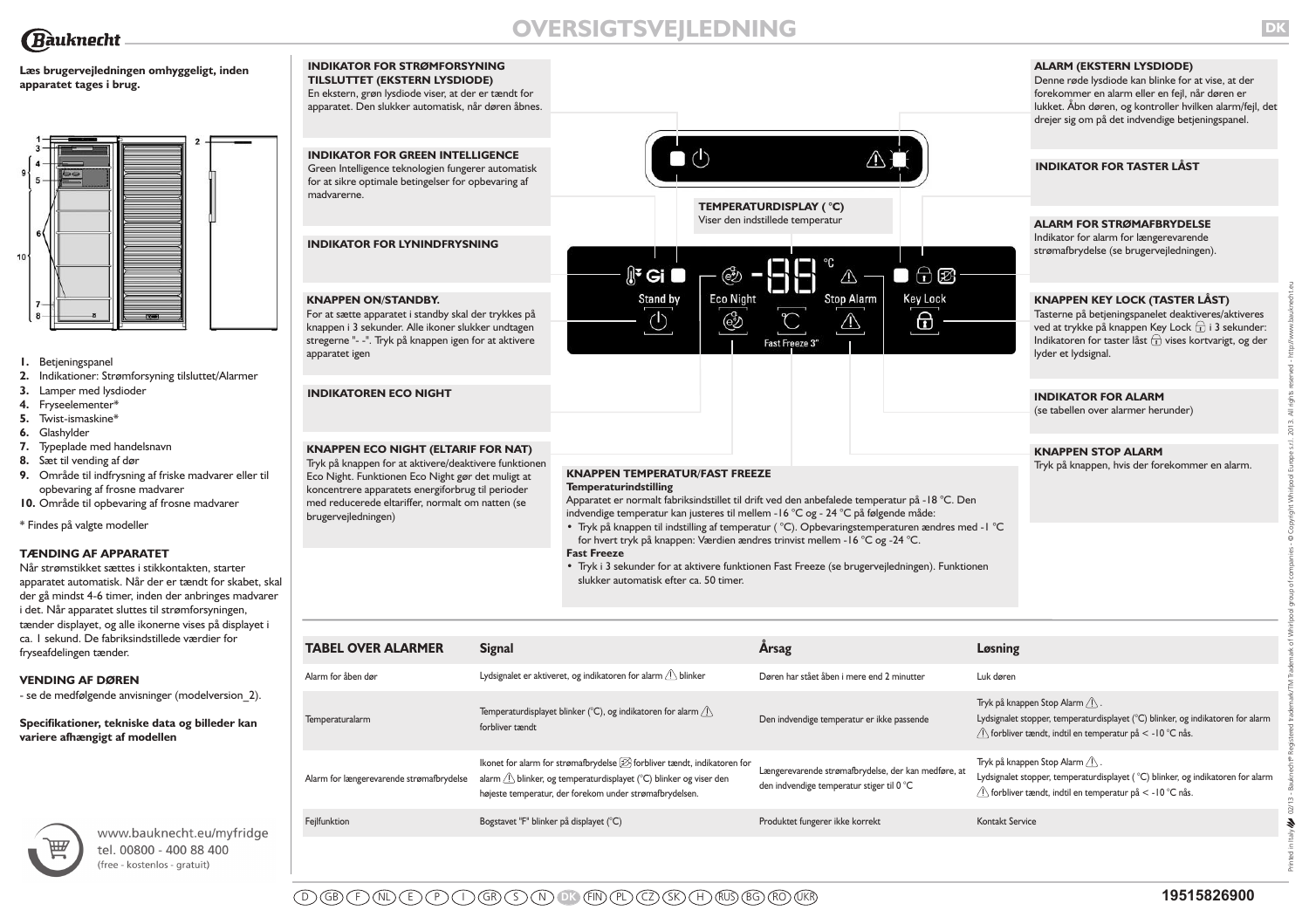# OVERSIGTSVEJLEDNING

**Læs brugervejledningen omhyggeligt, inden apparatet tages i brug.**

1. Betjeningspanel
2. Indikationer: Strømforsyning tilsluttet/Alarmer
3. Lamper med lysdioder
4. Fryseelementer*
5. Twist-ismaskine*
6. Glashylder
7. Typeplade med handelsnavn
8. Sæt til vending af dør
9. Område til indfrysning af friske madvarer eller til opbevaring af frosne madvarer
10. Område til opbevaring af frosne madvarer

\* Findes på valgte modeller

### TÆNDING AF APPARATET

Når strømstikket sættes i stikkontakten, starter apparatet automatisk. Når der er tændt for skabet, skal der gå mindst 4-6 timer, inden der anbringes madvarer i det. Når apparatet sluttes til strømforsyningen, tænder displayet, og alle ikonerne vises på displayet i ca. 1 sekund. De fabriksindstillede værdier for fryseafdelingen tænder.

### VENDING AF DØREN

- se de medfølgende anvisninger (modelversion_2).

**Specifikationer, tekniske data og billeder kan variere afhængigt af modellen**

www.bauknecht.eu/myfridge
tel. 00800 - 400 88 400
(free - kostenlos - gratuit)

### INDIKATOR FOR STRØMFORSYNING TILSLUTTET (EKSTERN LYSDIODE)

En ekstern, grøn lysdiode viser, at der er tændt for apparatet. Den slukker automatisk, når døren åbnes.

### INDIKATOR FOR GREEN INTELLIGENCE

Green Intelligence teknologien fungerer automatisk for at sikre optimale betingelser for opbevaring af madvarerne.

### INDIKATOR FOR LYNINDFRYSNING

### KNAPPEN ON/STANDBY.

For at sætte apparatet i standby skal der trykkes på knappen i 3 sekunder. Alle ikoner slukker undtagen stregerne "- -". Tryk på knappen igen for at aktivere apparatet igen

### INDIKATOREN ECO NIGHT

### KNAPPEN ECO NIGHT (ELTARIF FOR NAT)

Tryk på knappen for at aktivere/deaktivere funktionen Eco Night. Funktionen Eco Night gør det muligt at koncentrere apparatets energiforbrug til perioder med reducerede eltariffer, normalt om natten (se brugervejledningen).

### TEMPERATURDISPLAY ( °C)

Viser den indstillede temperatur

### KNAPPEN TEMPERATUR/FAST FREEZE

**Temperaturindstilling**

Apparatet er normalt fabriksindstillet til drift ved den anbefalede temperatur på -18 °C. Den indvendige temperatur kan justeres til mellem -16 °C og - 24 °C på følgende måde:

- Tryk på knappen til indstilling af temperatur ( °C). Opbevaringstemperaturen ændres med -1 °C for hvert tryk på knappen: Værdien ændres trinvist mellem -16 °C og -24 °C.

**Fast Freeze**

- Tryk i 3 sekunder for at aktivere funktionen Fast Freeze (se brugervejledningen). Funktionen slukker automatisk efter ca. 50 timer.

Stand by | Eco Night | Fast Freeze 3" | Stop Alarm | Key Lock

### ALARM (EKSTERN LYSDIODE)

Denne røde lysdiode kan blinke for at vise, at der forekommer en alarm eller en fejl, når døren er lukket. Åbn døren, og kontroller hvilken alarm/fejl, det drejer sig om på det indvendige betjeningspanel.

### INDIKATOR FOR TASTER LÅST

### ALARM FOR STRØMAFBRYDELSE

Indikator for alarm for længerevarende strømafbrydelse (se brugervejledningen).

### KNAPPEN KEY LOCK (TASTER LÅST)

Tasterne på betjeningspanelet deaktiveres/aktiveres ved at trykke på knappen Key Lock i 3 sekunder: Indikatoren for taster låst vises kortvarigt, og der lyder et lydsignal.

### INDIKATOR FOR ALARM

(se tabellen over alarmer herunder)

### KNAPPEN STOP ALARM

Tryk på knappen, hvis der forekommer en alarm.

| TABEL OVER ALARMER | Signal | Årsag | Løsning |
|---|---|---|---|
| Alarm for åben dør | Lydsignalet er aktiveret, og indikatoren for alarm ⚠ blinker | Døren har stået åben i mere end 2 minutter | Luk døren |
| Temperaturalarm | Temperaturdisplayet blinker (°C), og indikatoren for alarm ⚠ forbliver tændt | Den indvendige temperatur er ikke passende | Tryk på knappen Stop Alarm ⚠. Lydsignalet stopper, temperaturdisplayet (°C) blinker, og indikatoren for alarm ⚠ forbliver tændt, indtil en temperatur på < -10 °C nås. |
| Alarm for længerevarende strømafbrydelse | Ikonet for alarm for strømafbrydelse forbliver tændt, indikatoren for alarm ⚠ blinker, og temperaturdisplayet (°C) blinker og viser den højeste temperatur, der forekom under strømafbrydelsen. | Længerevarende strømafbrydelse, der kan medføre, at den indvendige temperatur stiger til 0 °C | Tryk på knappen Stop Alarm ⚠. Lydsignalet stopper, temperaturdisplayet ( °C) blinker, og indikatoren for alarm ⚠ forbliver tændt, indtil en temperatur på < -10 °C nås. |
| Fejlfunktion | Bogstavet "F" blinker på displayet (°C) | Produktet fungerer ikke korrekt | Kontakt Service |

19515826900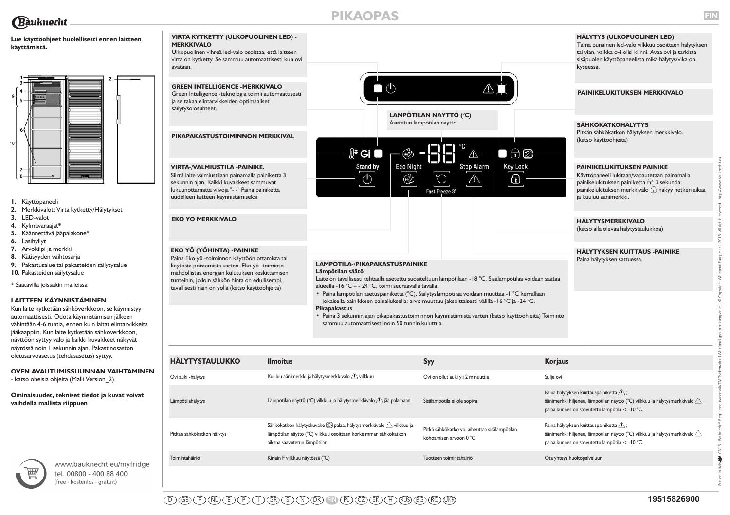# PIKAOPAS

**Lue käyttöohjeet huolellisesti ennen laitteen käyttämistä.**

1. Käyttöpaneeli
2. Merkkivalot: Virta kytketty/Hälytykset
3. LED-valot
4. Kylmävaraajat*
5. Käännettävä jääpalakone*
6. Lasihyllyt
7. Arvokilpi ja merkki
8. Kätisyyden vaihtosarja
9. Pakastusalue tai pakasteiden säilytysalue
10. Pakasteiden säilytysalue

\* Saatavilla joissakin malleissa

## LAITTEEN KÄYNNISTÄMINEN

Kun laite kytketään sähköverkkoon, se käynnistyy automaattisesti. Odota käynnistämisen jälkeen vähintään 4-6 tuntia, ennen kuin laitat elintarvikkeita jääkaappiin. Kun laite kytketään sähköverkkoon, näyttöön syttyy valo ja kaikki kuvakkeet näkyvät näytössä noin 1 sekunnin ajan. Pakastinosaston oletusarvoasetus (tehdasasetus) syttyy.

## OVEN AVAUTUMISSUUNNAN VAIHTAMINEN

- katso oheisia ohjeita (Malli Version_2).

**Ominaisuudet, tekniset tiedot ja kuvat voivat vaihdella mallista riippuen**

www.bauknecht.eu/myfridge
tel. 00800 - 400 88 400
(free - kostenlos - gratuit)

### VIRTA KYTKETTY (ULKOPUOLINEN LED) -MERKKIVALO

Ulkopuolinen vihreä led-valo osoittaa, että laitteen virta on kytketty. Se sammuu automaattisesti kun ovi avataan.

### GREEN INTELLIGENCE -MERKKIVALO

Green Intelligence -teknologia toimii automaattisesti ja se takaa elintarvikkeiden optimaaliset säilytysolosuhteet.

### PIKAPAKASTUSTOIMINNON MERKKIVAL

### VIRTA-/VALMIUSTILA -PAINIKE.

Siirrä laite valmiustilaan painamalla painiketta 3 sekunnin ajan. Kaikki kuvakkeet sammuvat lukuunottamatta viivoja "- -" Paina painiketta uudelleen laitteen käynnistämiseksi

### EKO YÖ MERKKIVALO

### EKO YÖ (YÖHINTA) -PAINIKE

Paina Eko yö -toiminnon käyttöön ottamista tai käytöstä poistamista varten. Eko yö -toiminto mahdollistaa energian kulutuksen keskittämisen tunteihin, jolloin sähkön hinta on edullisempi, tavallisesti näin on yöllä (katso käyttöohjeita)

### LÄMPÖTILAN NÄYTTÖ (°C)

Asetetun lämpötilan näyttö

### LÄMPÖTILA-/PIKAPAKASTUSPAINIKE

**Lämpötilan säätö**

Laite on tavallisesti tehtaalla asetettu suositeltuun lämpötilaan -18 °C. Sisälämpötilaa voidaan säätää alueella -16 °C – - 24 °C, toimi seuraavalla tavalla:

- Paina lämpötilan asetuspainiketta (°C). Säilytyslämpötilaa voidaan muuttaa -1 °C kerrallaan jokaisella painikkeen painalluksella: arvo muuttuu jaksoittaisesti välillä -16 °C ja -24 °C.

**Pikapakastus**

- Paina 3 sekunnin ajan pikapakastustoiminnon käynnistämistä varten (katso käyttöohjeita) Toiminto sammuu automaattisesti noin 50 tunnin kuluttua.

### HÄLYTYS (ULKOPUOLINEN LED)

Tämä punainen led-valo vilkkuu osoittaen hälytyksen tai vian, vaikka ovi olisi kiinni. Avaa ovi ja tarkista sisäpuolen käyttöpaneelista mikä hälytys/vika on kyseessä.

### PAINIKELUKITUKSEN MERKKIVALO

### SÄHKÖKATKOHÄLYTYS

Pitkän sähkökatkon hälytyksen merkkivalo. (katso käyttöohjeita)

### PAINIKELUKITUKSEN PAINIKE

Käyttöpaneeli lukitaan/vapautetaan painamalla painikelukituksen painiketta 3 sekuntia: painikelukituksen merkkivalo näkyy hetken aikaa ja kuuluu äänimerkki.

### HÄLYTYSMERKKIVALO

(katso alla olevaa hälytystaulukkoa)

### HÄLYTYKSEN KUITTAUS -PAINIKE

Paina hälytyksen sattuessa.

| HÄLYTYSTAULUKKO | Ilmoitus | Syy | Korjaus |
|---|---|---|---|
| Ovi auki -hälytys | Kuuluu äänimerkki ja hälytysmerkkivalo ⚠ vilkkuu | Ovi on ollut auki yli 2 minuuttia | Sulje ovi |
| Lämpötilahälytys | Lämpötilan näyttö (°C) vilkkuu ja hälytysmerkkivalo ⚠ jää palamaan | Sisälämpötila ei ole sopiva | Paina hälytyksen kuittauspainiketta ⚠; äänimerkki hiljenee, lämpötilan näyttö (°C) vilkkuu ja hälytysmerkkivalo ⚠ palaa kunnes on saavutettu lämpötila < -10 °C. |
| Pitkän sähkökatkon hälytys | Sähkökatkon hälytyskuvake palaa, hälytysmerkkivalo ⚠ vilkkuu ja lämpötilan näyttö (°C) vilkkuu osoittaen korkeimman sähkökatkon aikana saavutetun lämpötilan. | Pitkä sähkökatko voi aiheuttaa sisälämpötilan kohoamisen arvoon 0 °C | Paina hälytyksen kuittauspainiketta ⚠; äänimerkki hiljenee, lämpötilan näyttö (°C) vilkkuu ja hälytysmerkkivalo ⚠ palaa kunnes on saavutettu lämpötila < -10 °C. |
| Toimintahäiriö | Kirjain F vilkkuu näytössä (°C) | Tuotteen toimintahäiriö | Ota yhteys huoltopalveluun |

19515826900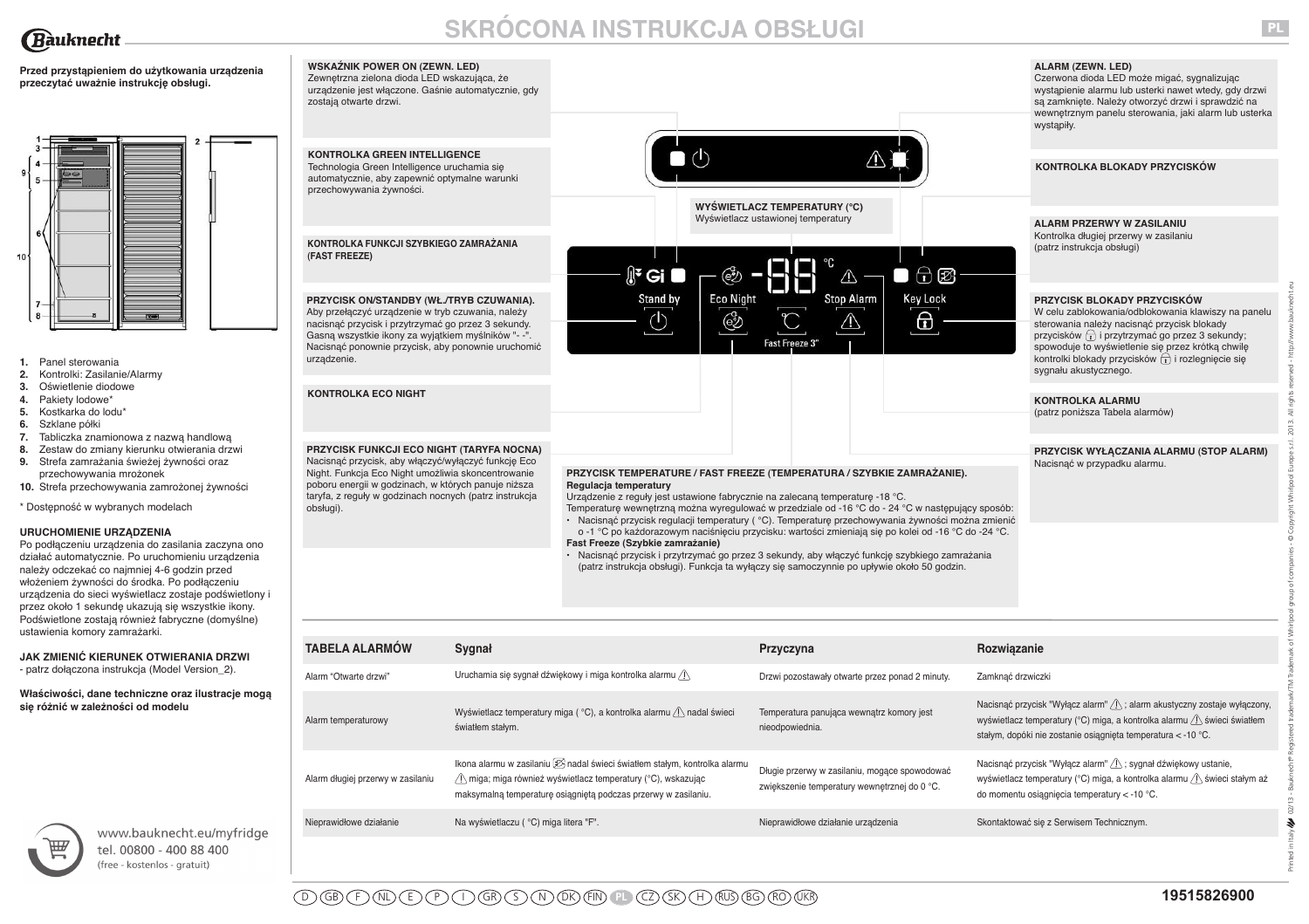# SKRÓCONA INSTRUKCJA OBSŁUGI

**Przed przystąpieniem do użytkowania urządzenia przeczytać uważnie instrukcję obsługi.**

1. Panel sterowania
2. Kontrolki: Zasilanie/Alarmy
3. Oświetlenie diodowe
4. Pakiety lodowe*
5. Kostkarka do lodu*
6. Szklane półki
7. Tabliczka znamionowa z nazwą handlową
8. Zestaw do zmiany kierunku otwierania drzwi
9. Strefa zamrażania świeżej żywności oraz przechowywania mrożonek
10. Strefa przechowywania zamrożonej żywności

\* Dostępność w wybranych modelach

**URUCHOMIENIE URZĄDZENIA**

Po podłączeniu urządzenia do zasilania zaczyna ono działać automatycznie. Po uruchomieniu urządzenia należy odczekać co najmniej 4-6 godzin przed włożeniem żywności do środka. Po podłączeniu urządzenia do sieci wyświetlacz zostaje podświetlony i przez około 1 sekundę ukazują się wszystkie ikony. Podświetlone zostają również fabryczne (domyślne) ustawienia komory zamrażarki.

**JAK ZMIENIĆ KIERUNEK OTWIERANIA DRZWI**
- patrz dołączona instrukcja (Model Version_2).

**Właściwości, dane techniczne oraz ilustracje mogą się różnić w zależności od modelu**

**WSKAŹNIK POWER ON (ZEWN. LED)**
Zewnętrzna zielona dioda LED wskazująca, że urządzenie jest włączone. Gaśnie automatycznie, gdy zostają otwarte drzwi.

**KONTROLKA GREEN INTELLIGENCE**
Technologia Green Intelligence uruchamia się automatycznie, aby zapewnić optymalne warunki przechowywania żywności.

**KONTROLKA FUNKCJI SZYBKIEGO ZAMRAŻANIA (FAST FREEZE)**

**PRZYCISK ON/STANDBY (WŁ./TRYB CZUWANIA).**
Aby przełączyć urządzenie w tryb czuwania, należy nacisnąć przycisk i przytrzymać go przez 3 sekundy. Gasną wszystkie ikony za wyjątkiem myślników "- -". Nacisnąć ponownie przycisk, aby ponownie uruchomić urządzenie.

**KONTROLKA ECO NIGHT**

**PRZYCISK FUNKCJI ECO NIGHT (TARYFA NOCNA)**
Nacisnąć przycisk, aby włączyć/wyłączyć funkcję Eco Night. Funkcja Eco Night umożliwia skoncentrowanie poboru energii w godzinach, w których panuje niższa taryfa, z reguły w godzinach nocnych (patrz instrukcja obsługi).

**WYŚWIETLACZ TEMPERATURY (°C)**
Wyświetlacz ustawionej temperatury

**PRZYCISK TEMPERATURE / FAST FREEZE (TEMPERATURA / SZYBKIE ZAMRAŻANIE).**
**Regulacja temperatury**
Urządzenie z reguły jest ustawione fabrycznie na zalecaną temperaturę -18 °C.
Temperaturę wewnętrzną można wyregulować w przedziale od -16 °C do - 24 °C w następujący sposób:
- Nacisnąć przycisk regulacji temperatury ( °C). Temperaturę przechowywania żywności można zmienić o -1 °C po każdorazowym naciśnięciu przycisku: wartości zmieniają się po kolei od -16 °C do -24 °C.

**Fast Freeze (Szybkie zamrażanie)**
- Nacisnąć przycisk i przytrzymać go przez 3 sekundy, aby włączyć funkcję szybkiego zamrażania (patrz instrukcja obsługi). Funkcja ta wyłączy się samoczynnie po upływie około 50 godzin.

**ALARM (ZEWN. LED)**
Czerwona dioda LED może migać, sygnalizując wystąpienie alarmu lub usterki nawet wtedy, gdy drzwi są zamknięte. Należy otworzyć drzwi i sprawdzić na wewnętrznym panelu sterowania, jaki alarm lub usterka wystąpiły.

**KONTROLKA BLOKADY PRZYCISKÓW**

**ALARM PRZERWY W ZASILANIU**
Kontrolka długiej przerwy w zasilaniu (patrz instrukcja obsługi)

**PRZYCISK BLOKADY PRZYCISKÓW**
W celu zablokowania/odblokowania klawiszy na panelu sterowania należy nacisnąć przycisk blokady przycisków i przytrzymać go przez 3 sekundy; spowoduje to wyświetlenie się przez krótką chwilę kontrolki blokady przycisków i rozlegnięcie się sygnału akustycznego.

**KONTROLKA ALARMU**
(patrz poniższa Tabela alarmów)

**PRZYCISK WYŁĄCZANIA ALARMU (STOP ALARM)**
Nacisnąć w przypadku alarmu.

| TABELA ALARMÓW | Sygnał | Przyczyna | Rozwiązanie |
|---|---|---|---|
| Alarm "Otwarte drzwi" | Uruchamia się sygnał dźwiękowy i miga kontrolka alarmu | Drzwi pozostawały otwarte przez ponad 2 minuty. | Zamknąć drzwiczki |
| Alarm temperaturowy | Wyświetlacz temperatury miga ( °C), a kontrolka alarmu nadal świeci światłem stałym. | Temperatura panująca wewnątrz komory jest nieodpowiednia. | Nacisnąć przycisk "Wyłącz alarm"; alarm akustyczny zostaje wyłączony, wyświetlacz temperatury (°C) miga, a kontrolka alarmu świeci światłem stałym, dopóki nie zostanie osiągnięta temperatura < -10 °C. |
| Alarm długiej przerwy w zasilaniu | Ikona alarmu w zasilaniu nadal świeci światłem stałym, kontrolka alarmu miga; miga również wyświetlacz temperatury (°C), wskazując maksymalną temperaturę osiągniętą podczas przerwy w zasilaniu. | Długie przerwy w zasilaniu, mogące spowodować zwiększenie temperatury wewnętrznej do 0 °C. | Nacisnąć przycisk "Wyłącz alarm"; sygnał dźwiękowy ustanie, wyświetlacz temperatury (°C) miga, a kontrolka alarmu świeci stałym aż do momentu osiągnięcia temperatury < -10 °C. |
| Nieprawidłowe działanie | Na wyświetlaczu ( °C) miga litera "F". | Nieprawidłowe działanie urządzenia | Skontaktować się z Serwisem Technicznym. |

www.bauknecht.eu/myfridge
tel. 00800 - 400 88 400
(free - kostenlos - gratuit)

19515826900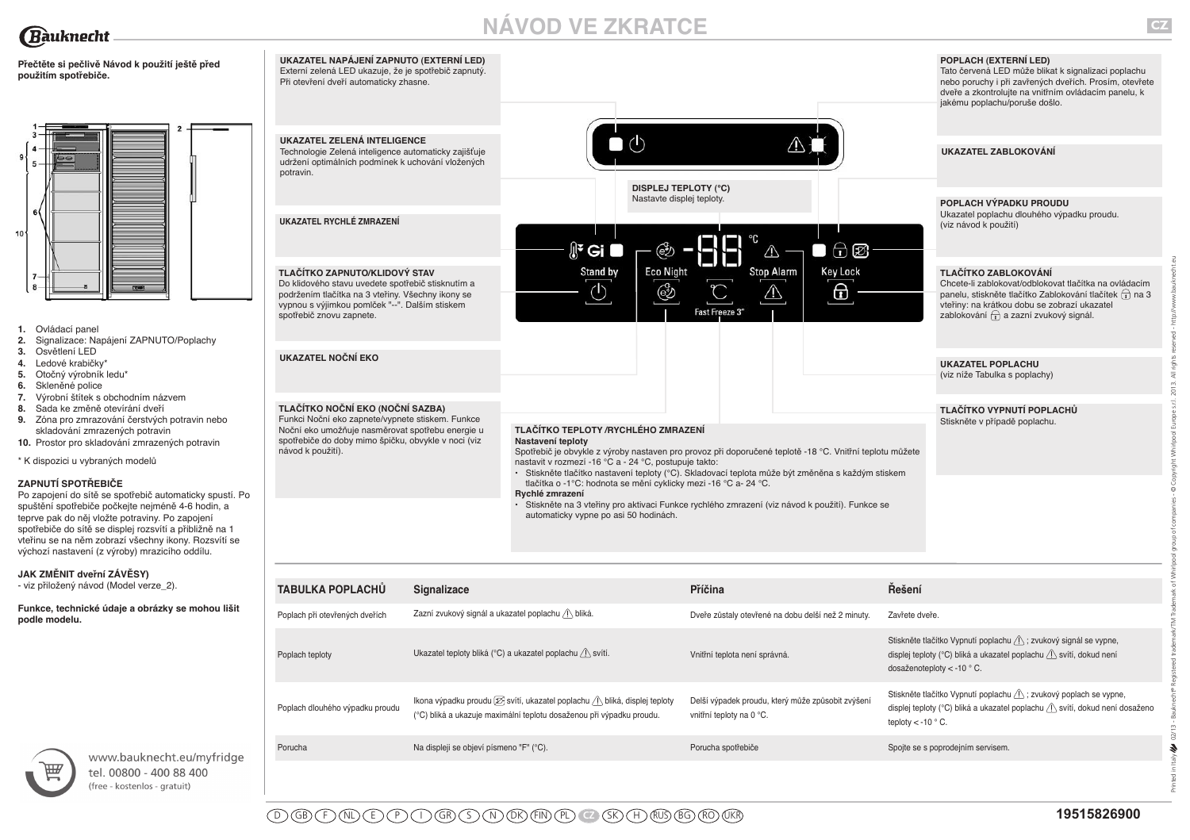# NÁVOD VE ZKRATCE

**Přečtěte si pečlivě Návod k použití ještě před použitím spotřebiče.**

1. Ovládací panel
2. Signalizace: Napájení ZAPNUTO/Poplachy
3. Osvětlení LED
4. Ledové krabičky*
5. Otočný výrobník ledu*
6. Skleněné police
7. Výrobní štítek s obchodním názvem
8. Sada ke změně otevírání dveří
9. Zóna pro zmrazování čerstvých potravin nebo skladování zmrazených potravin
10. Prostor pro skladování zmrazených potravin

\* K dispozici u vybraných modelů

**ZAPNUTÍ SPOTŘEBIČE**

Po zapojení do sítě se spotřebič automaticky spustí. Po spuštění spotřebiče počkejte nejméně 4-6 hodin, a teprve pak do něj vložte potraviny. Po zapojení spotřebiče do sítě se displej rozsvítí a přibližně na 1 vteřinu se na něm zobrazí všechny ikony. Rozsvítí se výchozí nastavení (z výroby) mrazicího oddílu.

**JAK ZMĚNIT dveřní ZÁVĚSY)**

- viz přiložený návod (Model verze_2).

**Funkce, technické údaje a obrázky se mohou lišit podle modelu.**

**UKAZATEL NAPÁJENÍ ZAPNUTO (EXTERNÍ LED)**
Externí zelená LED ukazuje, že je spotřebič zapnutý. Při otevření dveří automaticky zhasne.

**UKAZATEL ZELENÁ INTELIGENCE**
Technologie Zelená inteligence automaticky zajišťuje udržení optimálních podmínek k uchování vložených potravin.

**UKAZATEL RYCHLÉ ZMRAZENÍ**

**TLAČÍTKO ZAPNUTO/KLIDOVÝ STAV**
Do klidového stavu uvedete spotřebič stisknutím a podržením tlačítka na 3 vteřiny. Všechny ikony se vypnou s výjimkou pomlček "--". Dalším stiskem spotřebič znovu zapnete.

**UKAZATEL NOČNÍ EKO**

**TLAČÍTKO NOČNÍ EKO (NOČNÍ SAZBA)**
Funkci Noční eko zapnete/vypnete stiskem. Funkce Noční eko umožňuje nasměrovat spotřebu energie u spotřebiče do doby mimo špičku, obvykle v noci (viz návod k použití).

**DISPLEJ TEPLOTY (°C)**
Nastavte displej teploty.

**TLAČÍTKO TEPLOTY /RYCHLÉHO ZMRAZENÍ**

**Nastavení teploty**
Spotřebič je obvykle z výroby nastaven pro provoz při doporučené teplotě -18 °C. Vnitřní teplotu můžete nastavit v rozmezí -16 °C a - 24 °C, postupujte takto:
- Stiskněte tlačítko nastavení teploty (°C). Skladovací teplota může být změněna s každým stiskem tlačítka o -1°C: hodnota se mění cyklicky mezi -16 °C a- 24 °C.

**Rychlé zmrazení**
- Stiskněte na 3 vteřiny pro aktivaci Funkce rychlého zmrazení (viz návod k použití). Funkce se automaticky vypne po asi 50 hodinách.

**POPLACH (EXTERNÍ LED)**
Tato červená LED může blikat k signalizaci poplachu nebo poruchy i při zavřených dveřích. Prosím, otevřete dveře a zkontrolujte na vnitřním ovládacím panelu, k jakému poplachu/poruše došlo.

**UKAZATEL ZABLOKOVÁNÍ**

**POPLACH VÝPADKU PROUDU**
Ukazatel poplachu dlouhého výpadku proudu. (viz návod k použití)

**TLAČÍTKO ZABLOKOVÁNÍ**
Chcete-li zablokovat/odblokovat tlačítka na ovládacím panelu, stiskněte tlačítko Zablokování tlačítek na 3 vteřiny: na krátkou dobu se zobrazí ukazatel zablokování a zazní zvukový signál.

**UKAZATEL POPLACHU**
(viz níže Tabulka s poplachy)

**TLAČÍTKO VYPNUTÍ POPLACHŮ**
Stiskněte v případě poplachu.

Stand by | Eco Night | Fast Freeze 3" | Stop Alarm | Key Lock

| TABULKA POPLACHŮ | Signalizace | Příčina | Řešení |
|---|---|---|---|
| Poplach při otevřených dveřích | Zazní zvukový signál a ukazatel poplachu bliká. | Dveře zůstaly otevřené na dobu delší než 2 minuty. | Zavřete dveře. |
| Poplach teploty | Ukazatel teploty bliká (°C) a ukazatel poplachu svítí. | Vnitřní teplota není správná. | Stiskněte tlačítko Vypnutí poplachu ; zvukový signál se vypne, displej teploty (°C) bliká a ukazatel poplachu svítí, dokud není dosaženoteploty < -10 ° C. |
| Poplach dlouhého výpadku proudu | Ikona výpadku proudu svítí, ukazatel poplachu bliká, displej teploty (°C) bliká a ukazuje maximální teplotu dosaženou při výpadku proudu. | Delší výpadek proudu, který může způsobit zvýšení vnitřní teploty na 0 °C. | Stiskněte tlačítko Vypnutí poplachu ; zvukový poplach se vypne, displej teploty (°C) bliká a ukazatel poplachu svítí, dokud není dosaženo teploty < -10 ° C. |
| Porucha | Na displeji se objeví písmeno "F" (°C). | Porucha spotřebiče | Spojte se s poprodejním servisem. |

www.bauknecht.eu/myfridge
tel. 00800 - 400 88 400
(free - kostenlos - gratuit)

19515826900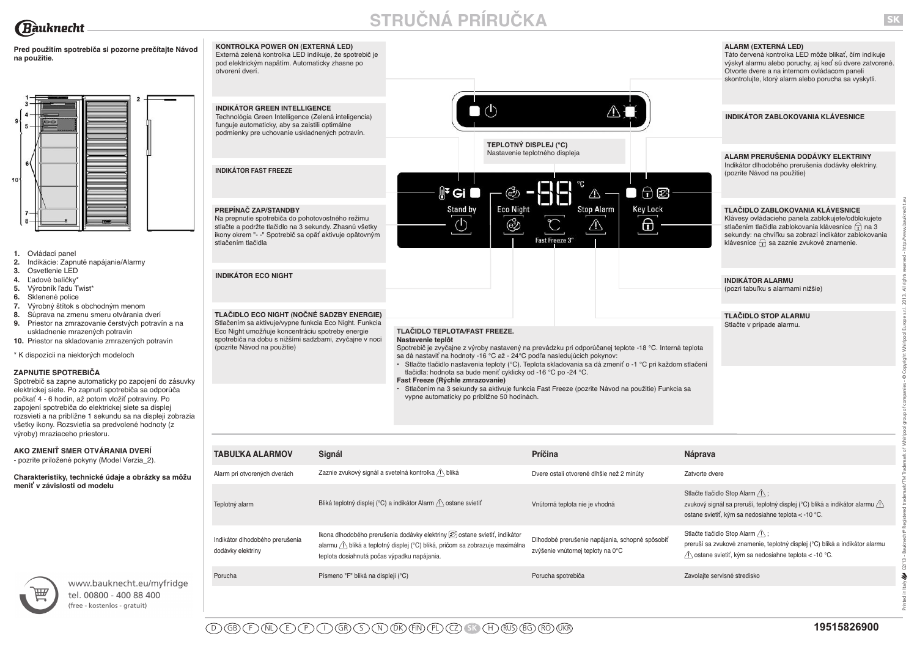# STRUČNÁ PRÍRUČKA

**Pred použitím spotrebiča si pozorne prečítajte Návod na použitie.**

1. Ovládací panel
2. Indikácie: Zapnuté napájanie/Alarmy
3. Osvetlenie LED
4. Ľadové balíčky*
5. Výrobník ľadu Twist*
6. Sklenené police
7. Výrobný štítok s obchodným menom
8. Súprava na zmenu smeru otvárania dverí
9. Priestor na zmrazovanie čerstvých potravín a na uskladnenie mrazených potravín
10. Priestor na skladovanie zmrazených potravín

\* K dispozícii na niektorých modeloch

**ZAPNUTIE SPOTREBIČA**

Spotrebič sa zapne automaticky po zapojení do zásuvky elektrickej siete. Po zapnutí spotrebiča sa odporúča počkať 4 - 6 hodín, až potom vložiť potraviny. Po zapojení spotrebiča do elektrickej siete sa displej rozsvieti a na približne 1 sekundu sa na displeji zobrazia všetky ikony. Rozsvietia sa predvolené hodnoty (z výroby) mraziaceho priestoru.

**AKO ZMENIŤ SMER OTVÁRANIA DVERÍ**

- pozrite priložené pokyny (Model Verzia_2).

**Charakteristiky, technické údaje a obrázky sa môžu meniť v závislosti od modelu**

**KONTROLKA POWER ON (EXTERNÁ LED)**
Externá zelená kontrolka LED indikuje, že spotrebič je pod elektrickým napätím. Automaticky zhasne po otvorení dverí.

**INDIKÁTOR GREEN INTELLIGENCE**
Technológia Green Intelligence (Zelená inteligencia) funguje automaticky, aby sa zaistili optimálne podmienky pre uchovanie uskladnených potravín.

**INDIKÁTOR FAST FREEZE**

**PREPÍNAČ ZAP/STANDBY**
Na prepnutie spotrebiča do pohotovostného režimu stlačte a podržte tlačidlo na 3 sekundy. Zhasnú všetky ikony okrem "- -" Spotrebič sa opäť aktivuje opätovným stlačením tlačidla

**INDIKÁTOR ECO NIGHT**

**TLAČIDLO ECO NIGHT (NOČNÉ SADZBY ENERGIE)**
Stlačením sa aktivuje/vypne funkcia Eco Night. Funkcia Eco Night umožňuje koncentráciu spotreby energie spotrebiča na dobu s nižšími sadzbami, zvyčajne v noci (pozrite Návod na použitie)

**TEPLOTNÝ DISPLEJ (°C)**
Nastavenie teplotného displeja

**TLAČIDLO TEPLOTA/FAST FREEZE.**

**Nastavenie teplôt**
Spotrebič je zvyčajne z výroby nastavený na prevádzku pri odporúčanej teplote -18 °C. Interná teplota sa dá nastaviť na hodnoty -16 °C až - 24°C podľa nasledujúcich pokynov:
- Stlačte tlačidlo nastavenia teploty (°C). Teplota skladovania sa dá zmeniť o -1 °C pri každom stlačení tlačidla: hodnota sa bude meniť cyklicky od -16 °C po -24 °C.

**Fast Freeze (Rýchle zmrazovanie)**
- Stlačením na 3 sekundy sa aktivuje funkcia Fast Freeze (pozrite Návod na použitie) Funkcia sa vypne automaticky po približne 50 hodinách.

**ALARM (EXTERNÁ LED)**
Táto červená kontrolka LED môže blikať, čím indikuje výskyt alarmu alebo poruchy, aj keď sú dvere zatvorené. Otvorte dvere a na internom ovládacom paneli skontrolujte, ktorý alarm alebo porucha sa vyskytli.

**INDIKÁTOR ZABLOKOVANIA KLÁVESNICE**

**ALARM PRERUŠENIA DODÁVKY ELEKTRINY**
Indikátor dlhodobého prerušenia dodávky elektriny. (pozrite Návod na použitie)

**TLAČIDLO ZABLOKOVANIA KLÁVESNICE**
Klávesy ovládacieho panela zablokujete/odblokujete stlačením tlačidla zablokovania klávesnice na 3 sekundy: na chvíľku sa zobrazí indikátor zablokovania klávesnice a zaznie zvukové znamenie.

**INDIKÁTOR ALARMU**
(pozri tabuľku s alarmami nižšie)

**TLAČIDLO STOP ALARMU**
Stlačte v prípade alarmu.

Stand by | Eco Night | Stop Alarm | Key Lock | Fast Freeze 3"

| TABUĽKA ALARMOV | Signál | Príčina | Náprava |
|---|---|---|---|
| Alarm pri otvorených dverách | Zaznie zvukový signál a svetelná kontrolka ⚠ bliká | Dvere ostali otvorené dlhšie než 2 minúty | Zatvorte dvere |
| Teplotný alarm | Bliká teplotný displej (°C) a indikátor Alarm ⚠ ostane svietiť | Vnútorná teplota nie je vhodná | Stlačte tlačidlo Stop Alarm ⚠; zvukový signál sa preruší, teplotný displej (°C) bliká a indikátor alarmu ⚠ ostane svietiť, kým sa nedosiahne teplota < -10 °C. |
| Indikátor dlhodobého prerušenia dodávky elektriny | Ikona dlhodobého prerušenia dodávky elektriny ostane svietiť, indikátor alarmu ⚠ bliká a teplotný displej (°C) bliká, pričom sa zobrazuje maximálna teplota dosiahnutá počas výpadku napájania. | Dlhodobé prerušenie napájania, schopné spôsobiť zvýšenie vnútornej teploty na 0°C | Stlačte tlačidlo Stop Alarm ⚠; preruší sa zvukové znamenie, teplotný displej (°C) bliká a indikátor alarmu ⚠ ostane svietiť, kým sa nedosiahne teplota < -10 °C. |
| Porucha | Písmeno "F" bliká na displeji (°C) | Porucha spotrebiča | Zavolajte servisné stredisko |

www.bauknecht.eu/myfridge
tel. 00800 - 400 88 400
(free - kostenlos - gratuit)

19515826900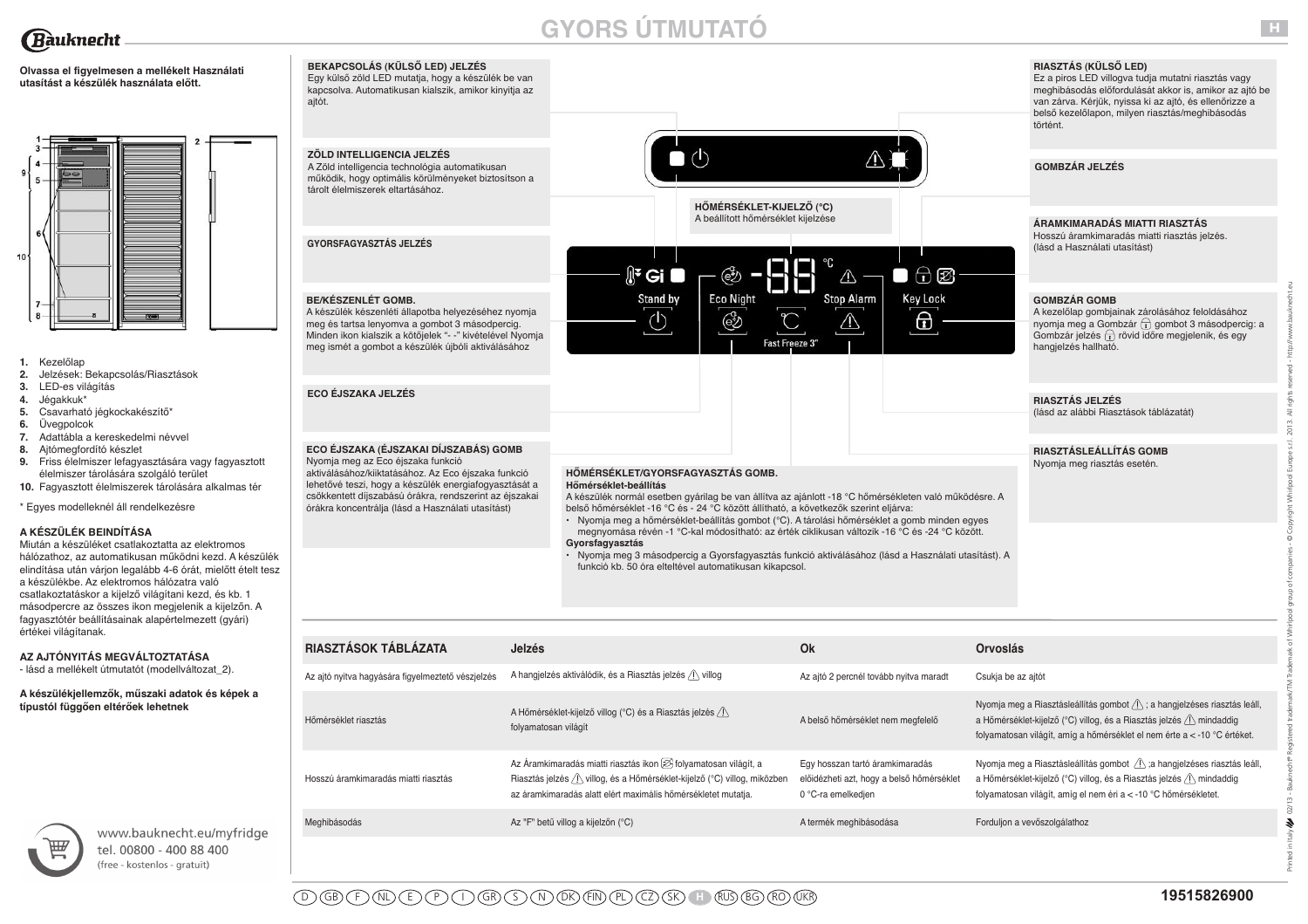# GYORS ÚTMUTATÓ

**Olvassa el figyelmesen a mellékelt Használati utasítást a készülék használata előtt.**

1. Kezelőlap
2. Jelzések: Bekapcsolás/Riasztások
3. LED-es világítás
4. Jégakkuk*
5. Csavarható jégkockakészítő*
6. Üvegpolcok
7. Adattábla a kereskedelmi névvel
8. Ajtómegfordító készlet
9. Friss élelmiszer lefagyasztására vagy fagyasztott élelmiszer tárolására szolgáló terület
10. Fagyasztott élelmiszerek tárolására alkalmas tér

\* Egyes modelleknél áll rendelkezésre

**A KÉSZÜLÉK BEINDÍTÁSA**
Miután a készüléket csatlakoztatta az elektromos hálózathoz, az automatikusan működni kezd. A készülék elindítása után várjon legalább 4-6 órát, mielőtt ételt tesz a készülékbe. Az elektromos hálózatra való csatlakoztatáskor a kijelző világítani kezd, és kb. 1 másodpercre az összes ikon megjelenik a kijelzőn. A fagyasztótér beállításainak alapértelmezett (gyári) értékei világítanak.

**AZ AJTÓNYITÁS MEGVÁLTOZTATÁSA**
- lásd a mellékelt útmutatót (modellváltozat_2).

**A készülékjellemzők, műszaki adatok és képek a típustól függően eltérőek lehetnek**

www.bauknecht.eu/myfridge
tel. 00800 - 400 88 400
(free - kostenlos - gratuit)

**BEKAPCSOLÁS (KÜLSŐ LED) JELZÉS**
Egy külső zöld LED mutatja, hogy a készülék be van kapcsolva. Automatikusan kialszik, amikor kinyitja az ajtót.

**ZÖLD INTELLIGENCIA JELZÉS**
A Zöld intelligencia technológia automatikusan működik, hogy optimális körülményeket biztosítson a tárolt élelmiszerek eltartásához.

**GYORSFAGYASZTÁS JELZÉS**

**BE/KÉSZENLÉT GOMB.**
A készülék készenléti állapotba helyezéséhez nyomja meg és tartsa lenyomva a gombot 3 másodpercig. Minden ikon kialszik a kötőjelek "- -" kivételével Nyomja meg ismét a gombot a készülék újbóli aktiválásához

**ECO ÉJSZAKA JELZÉS**

**ECO ÉJSZAKA (ÉJSZAKAI DÍJSZABÁS) GOMB**
Nyomja meg az Eco éjszaka funkció aktiválásához/kiiktatásához. Az Eco éjszaka funkció lehetővé teszi, hogy a készülék energiafogyasztását a csökkentett díjszabású órákra, rendszerint az éjszakai órákra koncentrálja (lásd a Használati utasítást)

**HŐMÉRSÉKLET-KIJELZŐ (°C)**
A beállított hőmérséklet kijelzése

Stand by · Eco Night · Stop Alarm · Key Lock · Fast Freeze 3"

**HŐMÉRSÉKLET/GYORSFAGYASZTÁS GOMB.**
**Hőmérséklet-beállítás**
A készülék normál esetben gyárilag be van állítva az ajánlott -18 °C hőmérsékleten való működésre. A belső hőmérséklet -16 °C és - 24 °C között állítható, a következők szerint eljárva:
- Nyomja meg a hőmérséklet-beállítás gombot (°C). A tárolási hőmérséklet a gomb minden egyes megnyomása révén -1 °C-kal módosítható: az érték ciklikusan változik -16 °C és -24 °C között.

**Gyorsfagyasztás**
- Nyomja meg 3 másodpercig a Gyorsfagyasztás funkció aktiválásához (lásd a Használati utasítást). A funkció kb. 50 óra elteltével automatikusan kikapcsol.

**RIASZTÁS (KÜLSŐ LED)**
Ez a piros LED villogva tudja mutatni riasztás vagy meghibásodás előfordulását akkor is, amikor az ajtó be van zárva. Kérjük, nyissa ki az ajtót, és ellenőrizze a belső kezelőlapon, milyen riasztás/meghibásodás történt.

**GOMBZÁR JELZÉS**

**ÁRAMKIMARADÁS MIATTI RIASZTÁS**
Hosszú áramkimaradás miatti riasztás jelzés. (lásd a Használati utasítást)

**GOMBZÁR GOMB**
A kezelőlap gombjainak zárolásához feloldásához nyomja meg a Gombzár gombot 3 másodpercig: a Gombzár jelzés rövid időre megjelenik, és egy hangjelzés hallható.

**RIASZTÁS JELZÉS**
(lásd az alábbi Riasztások táblázatát)

**RIASZTÁSLEÁLLÍTÁS GOMB**
Nyomja meg riasztás esetén.

| RIASZTÁSOK TÁBLÁZATA | Jelzés | Ok | Orvoslás |
|---|---|---|---|
| Az ajtó nyitva hagyására figyelmeztető vészjelzés | A hangjelzés aktiválódik, és a Riasztás jelzés ⚠ villog | Az ajtó 2 percnél tovább nyitva maradt | Csukja be az ajtót |
| Hőmérséklet riasztás | A Hőmérséklet-kijelző villog (°C) és a Riasztás jelzés ⚠ folyamatosan világít | A belső hőmérséklet nem megfelelő | Nyomja meg a Riasztásleállítás gombot ⚠; a hangjelzéses riasztás leáll, a Hőmérséklet-kijelző (°C) villog, és a Riasztás jelzés ⚠ mindaddig folyamatosan világít, amíg a hőmérséklet el nem érte a < -10 °C értéket. |
| Hosszú áramkimaradás miatti riasztás | Az Áramkimaradás miatti riasztás ikon folyamatosan világít, a Riasztás jelzés ⚠ villog, és a Hőmérséklet-kijelző (°C) villog, miközben az áramkimaradás alatt elért maximális hőmérsékletet mutatja. | Egy hosszan tartó áramkimaradás előidézheti azt, hogy a belső hőmérséklet 0 °C-ra emelkedjen | Nyomja meg a Riasztásleállítás gombot ⚠; a hangjelzéses riasztás leáll, a Hőmérséklet-kijelző (°C) villog, és a Riasztás jelzés ⚠ mindaddig folyamatosan világít, amíg el nem éri a < -10 °C hőmérsékletet. |
| Meghibásodás | Az "F" betű villog a kijelzőn (°C) | A termék meghibásodása | Forduljon a vevőszolgálathoz |

D GB F NL E P I GR S N DK FIN PL CZ SK **H** RUS BG RO UKR

19515826900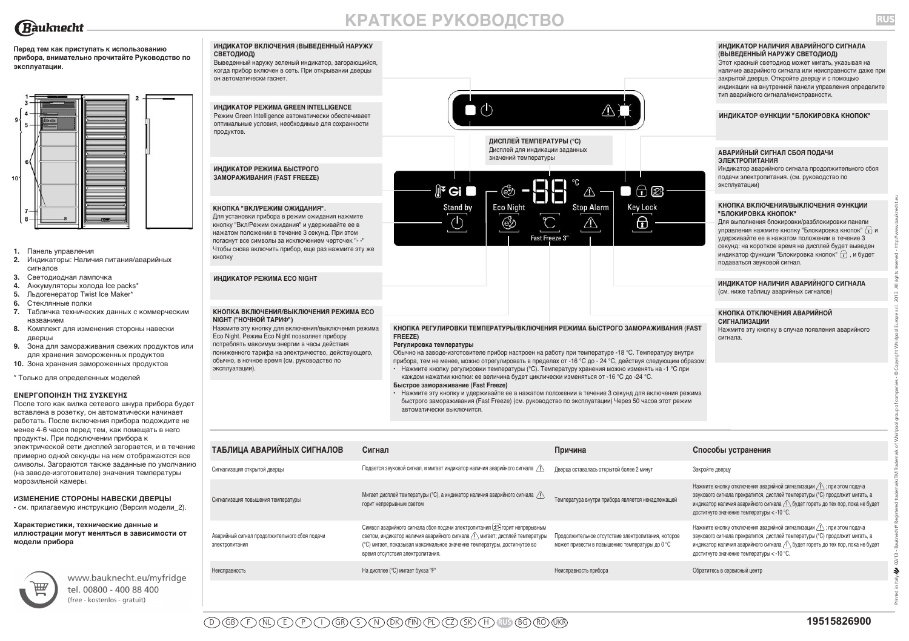# КРАТКОЕ РУКОВОДСТВО

**Перед тем как приступать к использованию прибора, внимательно прочитайте Руководство по эксплуатации.**

1. Панель управления
2. Индикаторы: Наличия питания/аварийных сигналов
3. Светодиодная лампочка
4. Аккумуляторы холода Ice packs*
5. Льдогенератор Twist Ice Maker*
6. Стеклянные полки
7. Табличка технических данных с коммерческим названием
8. Комплект для изменения стороны навески дверцы
9. Зона для замораживания свежих продуктов или для хранения замороженных продуктов
10. Зона хранения замороженных продуктов

\* Только для определенных моделей

**ΕΝΕΡΓΟΠΟΙΗΣΗ ΤΗΣ ΣΥΣΚΕΥΗΣ**

После того как вилка сетевого шнура прибора будет вставлена в розетку, он автоматически начинает работать. После включения прибора подождите не менее 4-6 часов перед тем, как помещать в него продукты. При подключении прибора к электрической сети дисплей загорается, и в течение примерно одной секунды на нем отображаются все символы. Загораются также заданные по умолчанию (на заводе-изготовителе) значения температуры морозильной камеры.

**ИЗМЕНЕНИЕ СТОРОНЫ НАВЕСКИ ДВЕРЦЫ**

- см. прилагаемую инструкцию (Версия модели_2).

**Характеристики, технические данные и иллюстрации могут меняться в зависимости от модели прибора**

www.bauknecht.eu/myfridge
tel. 00800 - 400 88 400
(free - kostenlos - gratuit)

**ИНДИКАТОР ВКЛЮЧЕНИЯ (ВЫВЕДЕННЫЙ НАРУЖУ СВЕТОДИОД)**
Выведенный наружу зеленый индикатор, загорающийся, когда прибор включен в сеть. При открывании дверцы он автоматически гаснет.

**ИНДИКАТОР РЕЖИМА GREEN INTELLIGENCE**
Режим Green Intelligence автоматически обеспечивает оптимальные условия, необходимые для сохранности продуктов.

**ИНДИКАТОР РЕЖИМА БЫСТРОГО ЗАМОРАЖИВАНИЯ (FAST FREEZE)**

**КНОПКА "ВКЛ/РЕЖИМ ОЖИДАНИЯ".**
Для установки прибора в режим ожидания нажмите кнопку "Вкл/Режим ожидания" и удерживайте ее в нажатом положении в течение 3 секунд. При этом погаснут все символы за исключением черточек "- -" Чтобы снова включить прибор, еще раз нажмите эту же кнопку

**ИНДИКАТОР РЕЖИМА ECO NIGHT**

**КНОПКА ВКЛЮЧЕНИЯ/ВЫКЛЮЧЕНИЯ РЕЖИМА ECO NIGHT ("НОЧНОЙ ТАРИФ")**
Нажмите эту кнопку для включения/выключения режима Eco Night. Режим Eco Night позволяет прибору потреблять максимум энергии в часы действия пониженного тарифа на электричество, действующего, обычно, в ночное время (см. руководство по эксплуатации).

**ДИСПЛЕЙ ТЕМПЕРАТУРЫ (°C)**
Дисплей для индикации заданных значений температуры

**КНОПКА РЕГУЛИРОВКИ ТЕМПЕРАТУРЫ/ВКЛЮЧЕНИЯ РЕЖИМА БЫСТРОГО ЗАМОРАЖИВАНИЯ (FAST FREEZE)**

**Регулировка температуры**
Обычно на заводе-изготовителе прибор настроен на работу при температуре -18 °C. Температуру внутри прибора, тем не менее, можно отрегулировать в пределах от -16 °C до - 24 °C, действуя следующим образом:
- Нажмите кнопку регулировки температуры (°C). Температуру хранения можно изменять на -1 °C при каждом нажатии кнопки: ее величина будет циклически изменяться от -16 °C до -24 °C.

**Быстрое замораживание (Fast Freeze)**
- Нажмите эту кнопку и удерживайте ее в нажатом положении в течение 3 секунд для включения режима быстрого замораживания (Fast Freeze) (см. руководство по эксплуатации) Через 50 часов этот режим автоматически выключится.

**ИНДИКАТОР НАЛИЧИЯ АВАРИЙНОГО СИГНАЛА (ВЫВЕДЕННЫЙ НАРУЖУ СВЕТОДИОД)**
Этот красный светодиод может мигать, указывая на наличие аварийного сигнала или неисправности даже при закрытой дверце. Откройте дверцу и с помощью индикации на внутренней панели управления определите тип аварийного сигнала/неисправности.

**ИНДИКАТОР ФУНКЦИИ "БЛОКИРОВКА КНОПОК"**

**АВАРИЙНЫЙ СИГНАЛ СБОЯ ПОДАЧИ ЭЛЕКТРОПИТАНИЯ**
Индикатор аварийного сигнала продолжительного сбоя подачи электропитания. (см. руководство по эксплуатации)

**КНОПКА ВКЛЮЧЕНИЯ/ВЫКЛЮЧЕНИЯ ФУНКЦИИ "БЛОКИРОВКА КНОПОК"**
Для выполнения блокировки/разблокировки панели управления нажмите кнопку "Блокировка кнопок" и удерживайте ее в нажатом положении в течение 3 секунд: на короткое время на дисплей будет выведен индикатор функции "Блокировка кнопок", и будет подаваться звуковой сигнал.

**ИНДИКАТОР НАЛИЧИЯ АВАРИЙНОГО СИГНАЛА**
(см. ниже таблицу аварийных сигналов)

**КНОПКА ОТКЛЮЧЕНИЯ АВАРИЙНОЙ СИГНАЛИЗАЦИИ**
Нажмите эту кнопку в случае появления аварийного сигнала.

| ТАБЛИЦА АВАРИЙНЫХ СИГНАЛОВ | Сигнал | Причина | Способы устранения |
|---|---|---|---|
| Сигнализация открытой дверцы | Подается звуковой сигнал, и мигает индикатор наличия аварийного сигнала ⚠ | Дверца оставалась открытой более 2 минут | Закройте дверцу |
| Сигнализация повышения температуры | Мигает дисплей температуры (°C), а индикатор наличия аварийного сигнала ⚠ горит непрерывным светом | Температура внутри прибора является ненадлежащей | Нажмите кнопку отключения аварийной сигнализации ⚠; при этом подача звукового сигнала прекратится, дисплей температуры (°C) продолжит мигать, а индикатор наличия аварийного сигнала ⚠ будет гореть до тех пор, пока не будет достигнуто значение температуры < -10 °C. |
| Аварийный сигнал продолжительного сбоя подачи электропитания | Символ аварийного сигнала сбоя подачи электропитания горит непрерывным светом, индикатор наличия аварийного сигнала ⚠ мигает; дисплей температуры (°C) мигает, показывая максимальное значение температуры, достигнутое во время отсутствия электропитания. | Продолжительное отсутствие электропитания, которое может привести в повышению температуры до 0 °C | Нажмите кнопку отключения аварийной сигнализации ⚠; при этом подача звукового сигнала прекратится, дисплей температуры (°C) продолжит мигать, а индикатор наличия аварийного сигнала ⚠ будет гореть до тех пор, пока не будет достигнуто значение температуры < -10 °C. |
| Неисправность | На дисплее (°C) мигает буква "F" | Неисправность прибора | Обратитесь в сервисный центр |

19515826900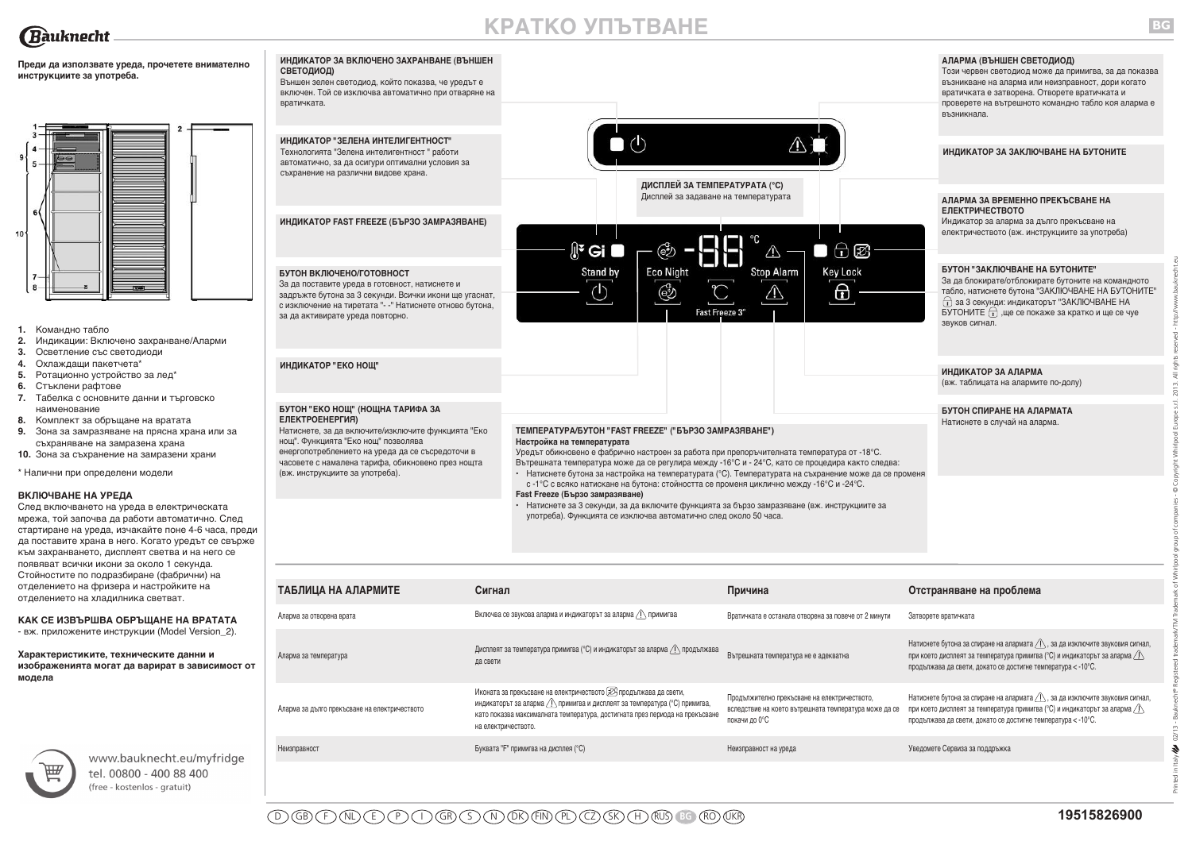# КРАТКО УПЪТВАНЕ

**Преди да използвате уреда, прочетете внимателно инструкциите за употреба.**

1. Командно табло
2. Индикации: Включено захранване/Аларми
3. Осветление със светодиоди
4. Охлаждащи пакетчета*
5. Ротационно устройство за лед*
6. Стъклени рафтове
7. Табелка с основните данни и търговско наименование
8. Комплект за обръщане на вратата
9. Зона за замразяване на прясна храна или за съхраняване на замразена храна
10. Зона за съхранение на замразени храни

\* Налични при определени модели

**ВКЛЮЧВАНЕ НА УРЕДА**

След включването на уреда в електрическата мрежа, той започва да работи автоматично. След стартиране на уреда, изчакайте поне 4-6 часа, преди да поставите храна в него. Когато уредът се свърже към захранването, дисплеят светва и на него се появяват всички икони за около 1 секунда. Стойностите по подразбиране (фабрични) на отделението на фризера и настройките на отделението на хладилника светват.

**КАК СЕ ИЗВЪРШВА ОБРЪЩАНЕ НА ВРАТАТА**

- вж. приложените инструкции (Model Version_2).

**Характеристиките, техническите данни и изображенията могат да варират в зависимост от модела**

www.bauknecht.eu/myfridge
tel. 00800 - 400 88 400
(free - kostenlos - gratuit)

**ИНДИКАТОР ЗА ВКЛЮЧЕНО ЗАХРАНВАНЕ (ВЪНШЕН СВЕТОДИОД)**
Външен зелен светодиод, който показва, че уредът е включен. Той се изключва автоматично при отваряне на вратичката.

**ИНДИКАТОР "ЗЕЛЕНА ИНТЕЛИГЕНТНОСТ"**
Технологията "Зелена интелигентност " работи автоматично, за да осигури оптимални условия за съхранение на различни видове храна.

**ИНДИКАТОР FAST FREEZE (БЪРЗО ЗАМРАЗЯВАНЕ)**

**БУТОН ВКЛЮЧЕНО/ГОТОВНОСТ**
За да поставите уреда в готовност, натиснете и задръжте бутона за 3 секунди. Всички икони ще угаснат, с изключение на тиретата "- -" Натиснете отново бутона, за да активирате уреда повторно.

**ИНДИКАТОР "ЕКО НОЩ"**

**БУТОН "ЕКО НОЩ" (НОЩНА ТАРИФА ЗА ЕЛЕКТРОЕНЕРГИЯ)**
Натиснете, за да включите/изключите функцията "Еко нощ". Функцията "Еко нощ" позволява енергопотреблението на уреда да се съсредоточи в часовете с намалена тарифа, обикновено през нощта (вж. инструкциите за употреба).

**ДИСПЛЕЙ ЗА ТЕМПЕРАТУРАТА (°C)**
Дисплей за задаване на температурата

Stand by | Eco Night | Stop Alarm | Key Lock | Fast Freeze 3"

**ТЕМПЕРАТУРА/БУТОН "FAST FREEZE" ("БЪРЗО ЗАМРАЗЯВАНЕ")**

**Настройка на температурата**
Уредът обикновено е фабрично настроен за работа при препоръчителната температура от -18°C.
Вътрешната температура може да се регулира между -16°C и - 24°C, като се процедира както следва:
- Натиснете бутона за настройка на температурата (°C). Температурата на съхранение може да се променя с -1°C с всяко натискане на бутона: стойността се променя циклично между -16°C и -24°C.

**Fast Freeze (Бързо замразяване)**
- Натиснете за 3 секунди, за да включите функцията за бързо замразяване (вж. инструкциите за употреба). Функцията се изключва автоматично след около 50 часа.

**АЛАРМА (ВЪНШЕН СВЕТОДИОД)**
Този червен светодиод може да примигва, за да показва възникване на аларма или неизправност, дори когато вратичката е затворена. Отворете вратичката и проверете на вътрешното командно табло коя аларма е възникнала.

**ИНДИКАТОР ЗА ЗАКЛЮЧВАНЕ НА БУТОНИТЕ**

**АЛАРМА ЗА ВРЕМЕННО ПРЕКЪСВАНЕ НА ЕЛЕКТРИЧЕСТВОТО**
Индикатор за аларма за дълго прекъсване на електричеството (вж. инструкциите за употреба)

**БУТОН "ЗАКЛЮЧВАНЕ НА БУТОНИТЕ"**
За да блокирате/отблокирате бутоните на командното табло, натиснете бутона "ЗАКЛЮЧВАНЕ НА БУТОНИТЕ" за 3 секунди: индикаторът "ЗАКЛЮЧВАНЕ НА БУТОНИТЕ" ,ще се покаже за кратко и ще се чуе звуков сигнал.

**ИНДИКАТОР ЗА АЛАРМА**
(вж. таблицата на алармите по-долу)

**БУТОН СПИРАНЕ НА АЛАРМАТА**
Натиснете в случай на аларма.

| ТАБЛИЦА НА АЛАРМИТЕ | Сигнал | Причина | Отстраняване на проблема |
| --- | --- | --- | --- |
| Аларма за отворена врата | Включва се звукова аларма и индикаторът за аларма ⚠ примигва | Вратичката е останала отворена за повече от 2 минути | Затворете вратичката |
| Аларма за температура | Дисплеят за температура примигва (°C) и индикаторът за аларма ⚠ продължава да свети | Вътрешната температура не е адекватна | Натиснете бутона за спиране на алармата ⚠, за да изключите звуковия сигнал, при което дисплеят за температура примигва (°C) и индикаторът за аларма ⚠ продължава да свети, докато се достигне температура < -10°C. |
| Аларма за дълго прекъсване на електричеството | Иконата за прекъсване на електричеството продължава да свети, индикаторът за аларма ⚠ примигва и дисплеят за температура (°C) примигва, като показва максималната температура, достигната през периода на прекъсване на електричеството. | Продължително прекъсване на електричеството, вследствие на което вътрешната температура може да се покачи до 0°C | Натиснете бутона за спиране на алармата ⚠, за да изключите звуковия сигнал, при което дисплеят за температура примигва (°C) и индикаторът за аларма ⚠ продължава да свети, докато се достигне температура < -10°C. |
| Неизправност | Буквата "F" примигва на дисплея (°C) | Неизправност на уреда | Уведомете Сервиза за поддръжка |

19515826900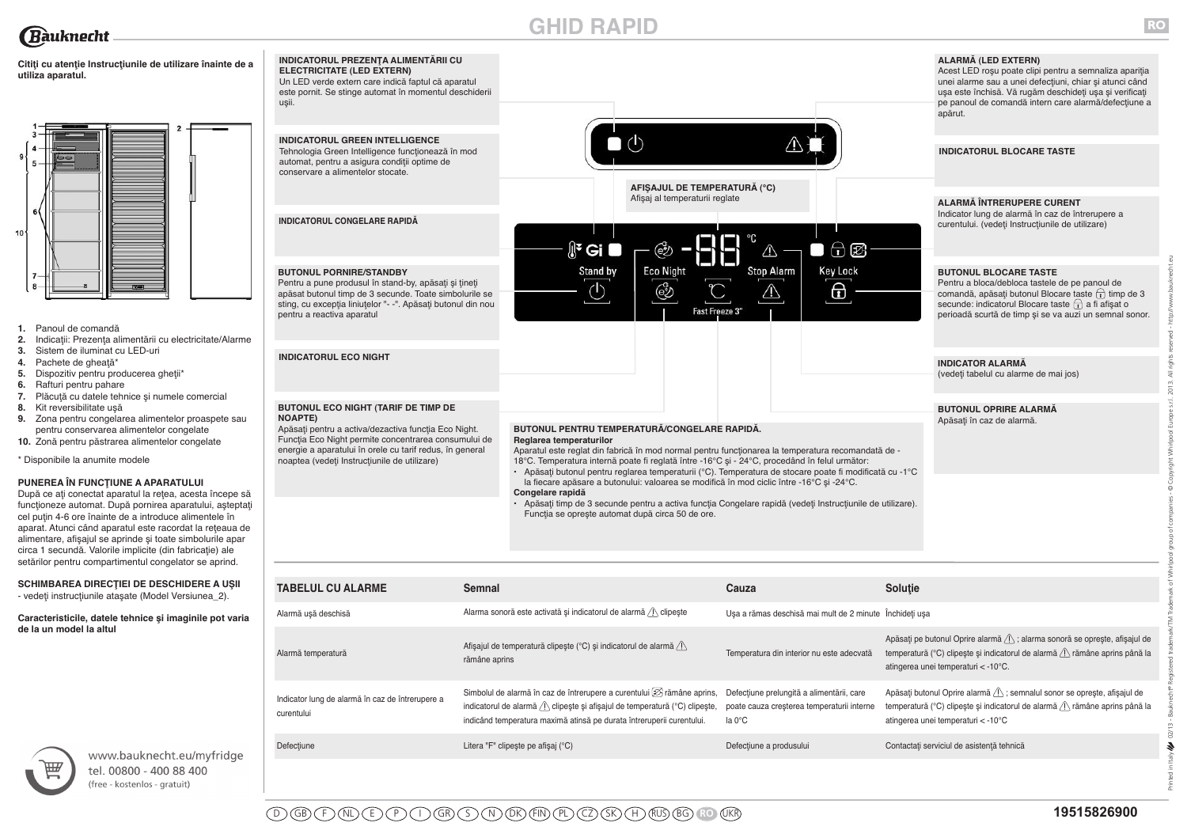# GHID RAPID

**Citiţi cu atenţie Instrucţiunile de utilizare înainte de a utiliza aparatul.**

1. Panoul de comandă
2. Indicaţii: Prezenţa alimentării cu electricitate/Alarme
3. Sistem de iluminat cu LED-uri
4. Pachete de gheaţă*
5. Dispozitiv pentru producerea gheţii*
6. Rafturi pentru pahare
7. Plăcuţă cu datele tehnice şi numele comercial
8. Kit reversibilitate uşă
9. Zona pentru congelarea alimentelor proaspete sau pentru conservarea alimentelor congelate
10. Zonă pentru păstrarea alimentelor congelate

\* Disponibile la anumite modele

**PUNEREA ÎN FUNCŢIUNE A APARATULUI**

După ce aţi conectat aparatul la reţea, acesta începe să funcţioneze automat. După pornirea aparatului, aşteptaţi cel puţin 4-6 ore înainte de a introduce alimentele în aparat. Atunci când aparatul este racordat la reţeaua de alimentare, afişajul se aprinde şi toate simbolurile apar circa 1 secundă. Valorile implicite (din fabricaţie) ale setărilor pentru compartimentul congelator se aprind.

**SCHIMBAREA DIRECŢIEI DE DESCHIDERE A UŞII**

- vedeţi instrucţiunile ataşate (Model Versiunea_2).

**Caracteristicile, datele tehnice şi imaginile pot varia de la un model la altul**

www.bauknecht.eu/myfridge
tel. 00800 - 400 88 400
(free - kostenlos - gratuit)

**INDICATORUL PREZENŢA ALIMENTĂRII CU ELECTRICITATE (LED EXTERN)**
Un LED verde extern care indică faptul că aparatul este pornit. Se stinge automat în momentul deschiderii uşii.

**INDICATORUL GREEN INTELLIGENCE**
Tehnologia Green Intelligence funcţionează în mod automat, pentru a asigura condiţii optime de conservare a alimentelor stocate.

**INDICATORUL CONGELARE RAPIDĂ**

**BUTONUL PORNIRE/STANDBY**
Pentru a pune produsul în stand-by, apăsaţi şi ţineţi apăsat butonul timp de 3 secunde. Toate simbolurile se sting, cu excepţia liniuţelor "- -". Apăsaţi butonul din nou pentru a reactiva aparatul

**INDICATORUL ECO NIGHT**

**BUTONUL ECO NIGHT (TARIF DE TIMP DE NOAPTE)**
Apăsaţi pentru a activa/dezactiva funcţia Eco Night. Funcţia Eco Night permite concentrarea consumului de energie a aparatului în orele cu tarif redus, în general noaptea (vedeţi Instrucţiunile de utilizare)

**AFIŞAJUL DE TEMPERATURĂ (°C)**
Afişaj al temperaturii reglate

Stand by | Eco Night | Stop Alarm | Key Lock | Fast Freeze 3"

**BUTONUL PENTRU TEMPERATURĂ/CONGELARE RAPIDĂ.**

**Reglarea temperaturilor**

Aparatul este reglat din fabrică în mod normal pentru funcţionarea la temperatura recomandată de -18°C. Temperatura internă poate fi reglată între -16°C şi - 24°C, procedând în felul următor:

- Apăsaţi butonul pentru reglarea temperaturii (°C). Temperatura de stocare poate fi modificată cu -1°C la fiecare apăsare a butonului: valoarea se modifică în mod ciclic între -16°C şi -24°C.

**Congelare rapidă**

- Apăsaţi timp de 3 secunde pentru a activa funcţia Congelare rapidă (vedeţi Instrucţiunile de utilizare). Funcţia se opreşte automat după circa 50 de ore.

**ALARMĂ (LED EXTERN)**
Acest LED roşu poate clipi pentru a semnaliza apariţia unei alarme sau a unei defecţiuni, chiar şi atunci când uşa este închisă. Vă rugăm deschideţi uşa şi verificaţi pe panoul de comandă intern care alarmă/defecţiune a apărut.

**INDICATORUL BLOCARE TASTE**

**ALARMĂ ÎNTRERUPERE CURENT**
Indicator lung de alarmă în caz de întrerupere a curentului. (vedeţi Instrucţiunile de utilizare)

**BUTONUL BLOCARE TASTE**
Pentru a bloca/debloca tastele de pe panoul de comandă, apăsaţi butonul Blocare taste timp de 3 secunde: indicatorul Blocare taste a fi afişat o perioadă scurtă de timp şi se va auzi un semnal sonor.

**INDICATOR ALARMĂ**
(vedeţi tabelul cu alarme de mai jos)

**BUTONUL OPRIRE ALARMĂ**
Apăsaţi în caz de alarmă.

| TABELUL CU ALARME | Semnal | Cauza | Soluţie |
|---|---|---|---|
| Alarmă uşă deschisă | Alarma sonoră este activată şi indicatorul de alarmă ⚠ clipeşte | Uşa a rămas deschisă mai mult de 2 minute | Închideţi uşa |
| Alarmă temperatură | Afişajul de temperatură clipeşte (°C) şi indicatorul de alarmă ⚠ rămâne aprins | Temperatura din interior nu este adecvată | Apăsaţi pe butonul Oprire alarmă ⚠ ; alarma sonoră se opreşte, afişajul de temperatură (°C) clipeşte şi indicatorul de alarmă ⚠ rămâne aprins până la atingerea unei temperaturi < -10°C. |
| Indicator lung de alarmă în caz de întrerupere a curentului | Simbolul de alarmă în caz de întrerupere a curentului rămâne aprins, indicatorul de alarmă ⚠ clipeşte şi afişajul de temperatură (°C) clipeşte, indicând temperatura maximă atinsă pe durata întreruperii curentului. | Defecţiune prelungită a alimentării, care poate cauza creşterea temperaturii interne la 0°C | Apăsaţi butonul Oprire alarmă ⚠ ; semnalul sonor se opreşte, afişajul de temperatură (°C) clipeşte şi indicatorul de alarmă ⚠ rămâne aprins până la atingerea unei temperaturi < -10°C |
| Defecţiune | Litera "F" clipeşte pe afişaj (°C) | Defecţiune a produsului | Contactaţi serviciul de asistenţă tehnică |

D GB F NL E P I GR S N DK FIN PL CZ SK H RUS BG RO UKR

19515826900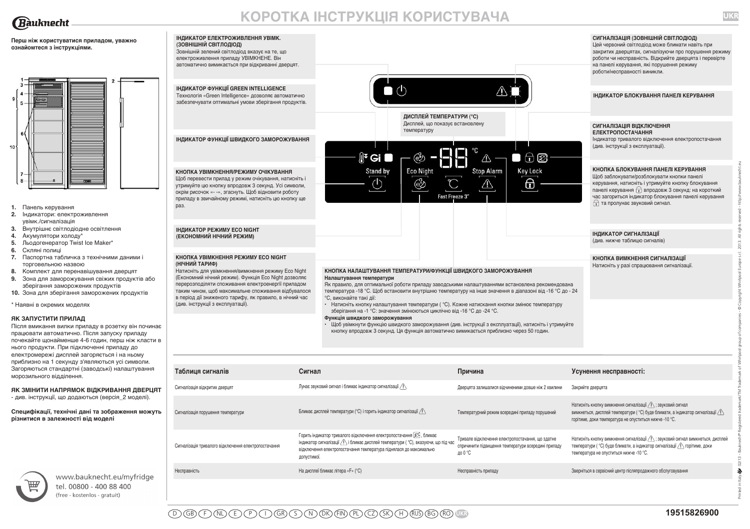# КОРОТКА ІНСТРУКЦІЯ КОРИСТУВАЧА

**Перш ніж користуватися приладом, уважно ознайомтеся з інструкціями.**

1. Панель керування
2. Індикатори: електроживлення увімк./сигналізація
3. Внутрішнє світлодіодне освітлення
4. Акумулятори холоду*
5. Льодогенератор Twist Ice Maker*
6. Скляні полиці
7. Паспортна табличка з технічними даними і торговельною назвою
8. Комплект для перенавішування дверцят
9. Зона для заморожування свіжих продуктів або зберігання заморожених продуктів
10. Зона для зберігання заморожених продуктів

\* Наявні в окремих моделях

**ЯК ЗАПУСТИТИ ПРИЛАД**

Після вмикання вилки приладу в розетку він починає працювати автоматично. Після запуску приладу почекайте щонайменше 4-6 годин, перш ніж класти в нього продукти. При підключенні приладу до електромережі дисплей загоряється і на ньому приблизно на 1 секунду з'являються усі символи. Загоряються стандартні (заводські) налаштування морозильного відділення.

**ЯК ЗМІНИТИ НАПРЯМОК ВІДКРИВАННЯ ДВЕРЦЯТ**

- див. інструкції, що додаються (версія_2 моделі).

**Специфікації, технічні дані та зображення можуть різнитися в залежності від моделі**

www.bauknecht.eu/myfridge
tel. 00800 - 400 88 400
(free - kostenlos - gratuit)

**ІНДИКАТОР ЕЛЕКТРОЖИВЛЕННЯ УВІМК. (ЗОВНІШНІЙ СВІТЛОДІОД)**

Зовнішній зелений світлодіод вказує на те, що електроживлення приладу УВІМКНЕНЕ. Він автоматично вимикається при відкриванні дверцят.

**ІНДИКАТОР ФУНКЦІЇ GREEN INTELLIGENCE**

Технологія «Green Intelligence» дозволяє автоматично забезпечувати оптимальні умови зберігання продуктів.

**ІНДИКАТОР ФУНКЦІЇ ШВИДКОГО ЗАМОРОЖУВАННЯ**

**КНОПКА УВІМКНЕННЯ/РЕЖИМУ ОЧІКУВАННЯ**

Щоб перевести прилад у режим очікування, натисніть і утримуйте цю кнопку впродовж 3 секунд. Усі символи, окрім рисочок «- -», згаснуть. Щоб відновити роботу приладу в звичайному режимі, натисніть цю кнопку ще раз.

**ІНДИКАТОР РЕЖИМУ ECO NIGHT (ЕКОНОМНИЙ НІЧНИЙ РЕЖИМ)**

**КНОПКА УВІМКНЕННЯ РЕЖИМУ ECO NIGHT (НІЧНИЙ ТАРИФ)**

Натисніть для увімкнення/вимкнення режиму Eco Night (Економний нічний режим). Функція Eco Night дозволяє перерозподіляти споживання електроенергії приладом таким чином, щоб максимальне споживання відбувалося в період дії знижeного тарифу, як правило, в нічний час (див. інструкції з експлуатації).

**ДИСПЛЕЙ ТЕМПЕРАТУРИ (°C)**

Дисплей, що показує встановлену температуру

Stand by — Eco Night — Fast Freeze 3" — Stop Alarm — Key Lock

**КНОПКА НАЛАШТУВАННЯ ТЕМПЕРАТУРИ/ФУНКЦІЇ ШВИДКОГО ЗАМОРОЖУВАННЯ**

**Налаштування температури**

Як правило, для оптимальної роботи приладу заводськими налаштуваннями встановлена рекомендована температура -18 °C. Щоб встановити внутрішню температуру на інше значення в діапазоні від -16 °C до - 24 °C, виконайте такі дії:

- Натисніть кнопку налаштування температури ( °C). Кожне натискання кнопки змінює температуру зберігання на -1 °C: значення змінюються циклічно від -16 °C до -24 °C.

**Функція швидкого заморожування**

- Щоб увімкнути функцію швидкого заморожування (див. інструкції з експлуатації), натисніть і утримуйте кнопку впродовж 3 секунд. Ця функція автоматично вимикається приблизно через 50 годин.

**СИГНАЛІЗАЦІЯ (ЗОВНІШНІЙ СВІТЛОДІОД)**

Цей червоний світлодіод може блимати навіть при закритих дверцятах, сигналізуючи про порушення режиму роботи чи несправність. Відкрийте дверцята і перевірте на панелі керування, які порушення режиму роботи/несправності виникли.

**ІНДИКАТОР БЛОКУВАННЯ ПАНЕЛІ КЕРУВАННЯ**

**СИГНАЛІЗАЦІЯ ВІДКЛЮЧЕННЯ ЕЛЕКТРОПОСТАЧАННЯ**

Індикатор тривалого відключення електропостачання (див. інструкції з експлуатації).

**КНОПКА БЛОКУВАННЯ ПАНЕЛІ КЕРУВАННЯ**

Щоб заблокувати/розблокувати кнопки панелі керування, натисніть і утримуйте кнопку блокування панелі керування впродовж 3 секунд: на короткий час загориться індикатор блокування панелі керування та пролунає звуковий сигнал.

**ІНДИКАТОР СИГНАЛІЗАЦІЇ**

(див. нижче таблицю сигналів)

**КНОПКА ВИМКНЕННЯ СИГНАЛІЗАЦІЇ**

Натисніть у разі спрацювання сигналізації.

| Таблиця сигналів | Сигнал | Причина | Усунення несправності: |
|---|---|---|---|
| Сигналізація відкритих дверцят | Лунає звуковий сигнал і блимає індикатор сигналізації ⚠ | Дверцята залишалися відчиненими довше ніж 2 хвилини | Закрийте дверцята |
| Сигналізація порушення температури | Блимає дисплей температури (°C) і горить індикатор сигналізації ⚠ | Температурний режим всередині приладу порушений | Натисніть кнопку вимкнення сигналізації ⚠; звуковий сигнал вимкнеться, дисплей температури ( °C) буде блимати, а індикатор сигналізації ⚠ горітиме, доки температура не опуститься нижче -10 °C. |
| Сигналізація тривалого відключення електропостачання | Горить індикатор тривалого відключення електропостачання, блимає індикатор сигналізації ⚠ і блимає дисплей температури ( °C), вказуючи, що під час відключення електропостачання температура піднялася до максимально допустимої. | Тривале відключення електропостачання, що здатне спричинити підвищення температури всередині приладу до 0 °C | Натисніть кнопку вимкнення сигналізації ⚠; звуковий сигнал вимкнеться, дисплей температури ( °C) буде блимати, а індикатор сигналізації ⚠ горітиме, доки температура не опуститься нижче -10 °C. |
| Несправність | На дисплеї блимає літера «F» (°C) | Несправність приладу | Зверніться в сервісний центр післяпродажного обслуговування |

19515826900